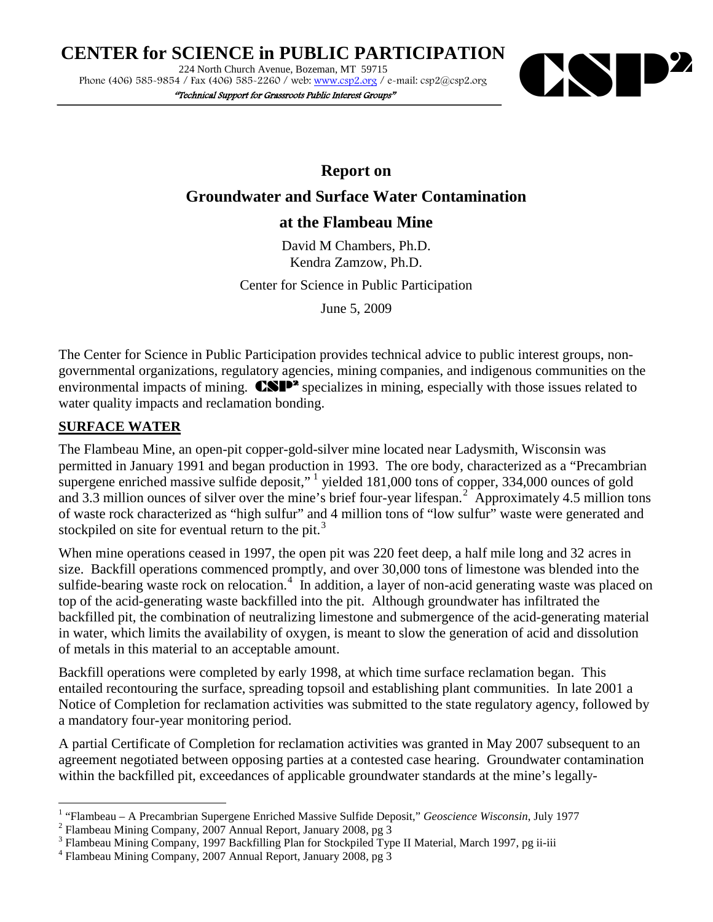# CENTER for SCIENCE in PUBLIC PARTICIPATION

224 North Church Avenue, Bozeman, MT 59715
Phone (406) 585-9854 / Fax (406) 585-2260 / web: www.csp2.org / e-mail: csp2@csp2.org

*"Technical Support for Grassroots Public Interest Groups"*

## Report on
## Groundwater and Surface Water Contamination
## at the Flambeau Mine

David M Chambers, Ph.D.
Kendra Zamzow, Ph.D.

Center for Science in Public Participation

June 5, 2009

The Center for Science in Public Participation provides technical advice to public interest groups, non-governmental organizations, regulatory agencies, mining companies, and indigenous communities on the environmental impacts of mining. CSP² specializes in mining, especially with those issues related to water quality impacts and reclamation bonding.

## SURFACE WATER

The Flambeau Mine, an open-pit copper-gold-silver mine located near Ladysmith, Wisconsin was permitted in January 1991 and began production in 1993. The ore body, characterized as a "Precambrian supergene enriched massive sulfide deposit," [1] yielded 181,000 tons of copper, 334,000 ounces of gold and 3.3 million ounces of silver over the mine's brief four-year lifespan.[2] Approximately 4.5 million tons of waste rock characterized as "high sulfur" and 4 million tons of "low sulfur" waste were generated and stockpiled on site for eventual return to the pit.[3]

When mine operations ceased in 1997, the open pit was 220 feet deep, a half mile long and 32 acres in size. Backfill operations commenced promptly, and over 30,000 tons of limestone was blended into the sulfide-bearing waste rock on relocation.[4] In addition, a layer of non-acid generating waste was placed on top of the acid-generating waste backfilled into the pit. Although groundwater has infiltrated the backfilled pit, the combination of neutralizing limestone and submergence of the acid-generating material in water, which limits the availability of oxygen, is meant to slow the generation of acid and dissolution of metals in this material to an acceptable amount.

Backfill operations were completed by early 1998, at which time surface reclamation began. This entailed recontouring the surface, spreading topsoil and establishing plant communities. In late 2001 a Notice of Completion for reclamation activities was submitted to the state regulatory agency, followed by a mandatory four-year monitoring period.

A partial Certificate of Completion for reclamation activities was granted in May 2007 subsequent to an agreement negotiated between opposing parties at a contested case hearing. Groundwater contamination within the backfilled pit, exceedances of applicable groundwater standards at the mine's legally-

---

[1] "Flambeau – A Precambrian Supergene Enriched Massive Sulfide Deposit," *Geoscience Wisconsin*, July 1977

[2] Flambeau Mining Company, 2007 Annual Report, January 2008, pg 3

[3] Flambeau Mining Company, 1997 Backfilling Plan for Stockpiled Type II Material, March 1997, pg ii-iii

[4] Flambeau Mining Company, 2007 Annual Report, January 2008, pg 3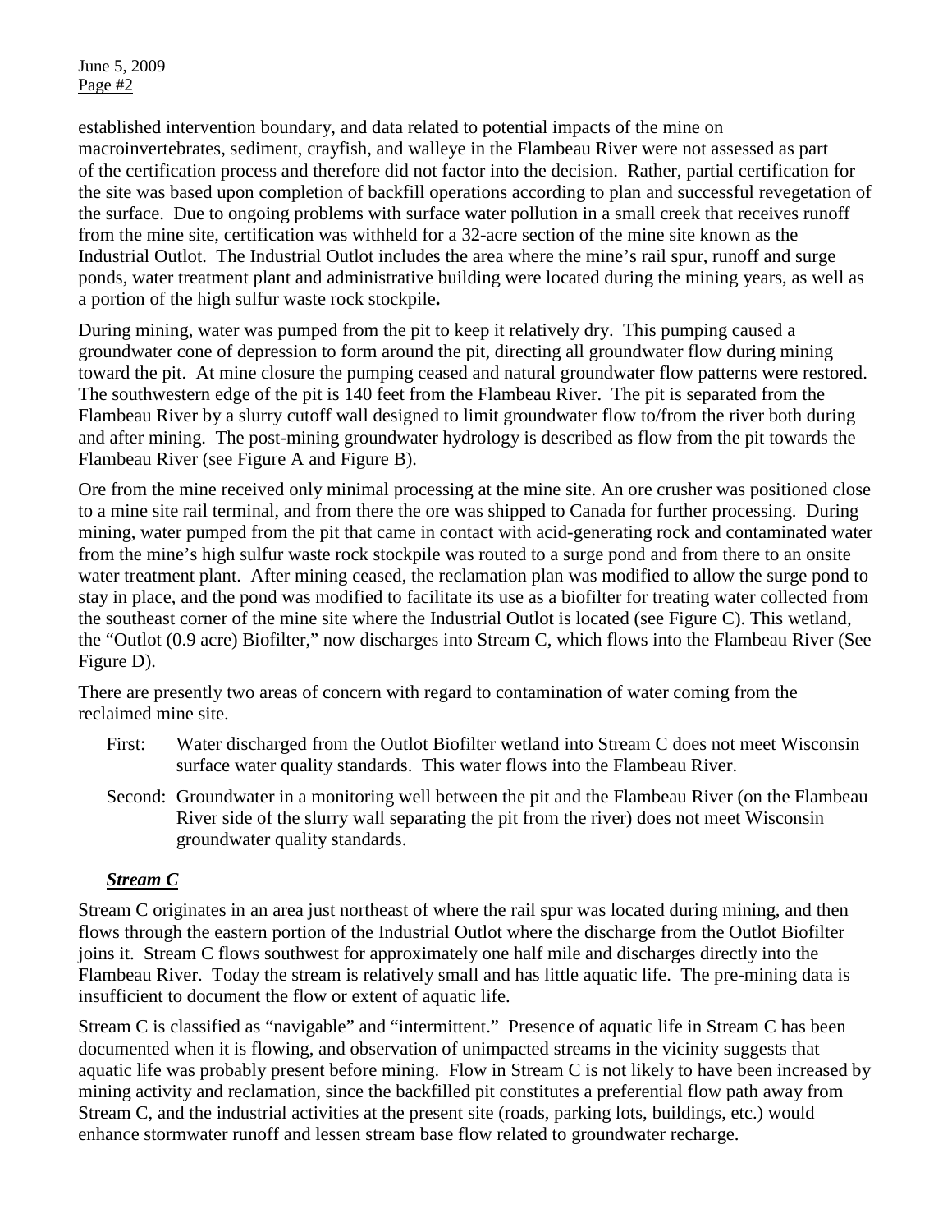established intervention boundary, and data related to potential impacts of the mine on macroinvertebrates, sediment, crayfish, and walleye in the Flambeau River were not assessed as part of the certification process and therefore did not factor into the decision. Rather, partial certification for the site was based upon completion of backfill operations according to plan and successful revegetation of the surface. Due to ongoing problems with surface water pollution in a small creek that receives runoff from the mine site, certification was withheld for a 32-acre section of the mine site known as the Industrial Outlot. The Industrial Outlot includes the area where the mine's rail spur, runoff and surge ponds, water treatment plant and administrative building were located during the mining years, as well as a portion of the high sulfur waste rock stockpile**.**

During mining, water was pumped from the pit to keep it relatively dry. This pumping caused a groundwater cone of depression to form around the pit, directing all groundwater flow during mining toward the pit. At mine closure the pumping ceased and natural groundwater flow patterns were restored. The southwestern edge of the pit is 140 feet from the Flambeau River. The pit is separated from the Flambeau River by a slurry cutoff wall designed to limit groundwater flow to/from the river both during and after mining. The post-mining groundwater hydrology is described as flow from the pit towards the Flambeau River (see Figure A and Figure B).

Ore from the mine received only minimal processing at the mine site. An ore crusher was positioned close to a mine site rail terminal, and from there the ore was shipped to Canada for further processing. During mining, water pumped from the pit that came in contact with acid-generating rock and contaminated water from the mine's high sulfur waste rock stockpile was routed to a surge pond and from there to an onsite water treatment plant. After mining ceased, the reclamation plan was modified to allow the surge pond to stay in place, and the pond was modified to facilitate its use as a biofilter for treating water collected from the southeast corner of the mine site where the Industrial Outlot is located (see Figure C). This wetland, the "Outlot (0.9 acre) Biofilter," now discharges into Stream C, which flows into the Flambeau River (See Figure D).

There are presently two areas of concern with regard to contamination of water coming from the reclaimed mine site.

First: Water discharged from the Outlot Biofilter wetland into Stream C does not meet Wisconsin surface water quality standards. This water flows into the Flambeau River.

Second: Groundwater in a monitoring well between the pit and the Flambeau River (on the Flambeau River side of the slurry wall separating the pit from the river) does not meet Wisconsin groundwater quality standards.

## ***Stream C***

Stream C originates in an area just northeast of where the rail spur was located during mining, and then flows through the eastern portion of the Industrial Outlot where the discharge from the Outlot Biofilter joins it. Stream C flows southwest for approximately one half mile and discharges directly into the Flambeau River. Today the stream is relatively small and has little aquatic life. The pre-mining data is insufficient to document the flow or extent of aquatic life.

Stream C is classified as "navigable" and "intermittent." Presence of aquatic life in Stream C has been documented when it is flowing, and observation of unimpacted streams in the vicinity suggests that aquatic life was probably present before mining. Flow in Stream C is not likely to have been increased by mining activity and reclamation, since the backfilled pit constitutes a preferential flow path away from Stream C, and the industrial activities at the present site (roads, parking lots, buildings, etc.) would enhance stormwater runoff and lessen stream base flow related to groundwater recharge.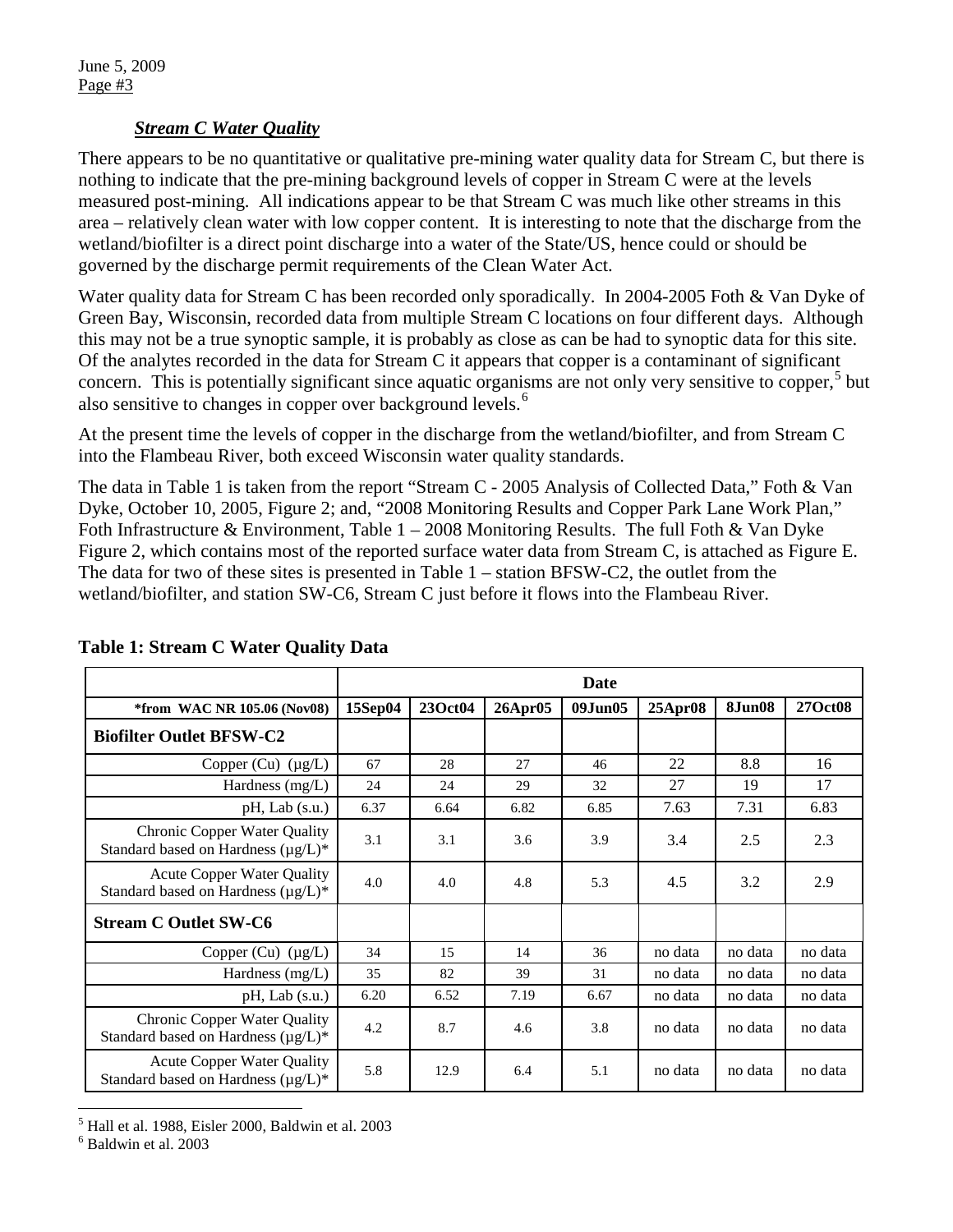### *Stream C Water Quality*

There appears to be no quantitative or qualitative pre-mining water quality data for Stream C, but there is nothing to indicate that the pre-mining background levels of copper in Stream C were at the levels measured post-mining. All indications appear to be that Stream C was much like other streams in this area – relatively clean water with low copper content. It is interesting to note that the discharge from the wetland/biofilter is a direct point discharge into a water of the State/US, hence could or should be governed by the discharge permit requirements of the Clean Water Act.

Water quality data for Stream C has been recorded only sporadically. In 2004-2005 Foth & Van Dyke of Green Bay, Wisconsin, recorded data from multiple Stream C locations on four different days. Although this may not be a true synoptic sample, it is probably as close as can be had to synoptic data for this site. Of the analytes recorded in the data for Stream C it appears that copper is a contaminant of significant concern. This is potentially significant since aquatic organisms are not only very sensitive to copper,[5] but also sensitive to changes in copper over background levels.[6]

At the present time the levels of copper in the discharge from the wetland/biofilter, and from Stream C into the Flambeau River, both exceed Wisconsin water quality standards.

The data in Table 1 is taken from the report "Stream C - 2005 Analysis of Collected Data," Foth & Van Dyke, October 10, 2005, Figure 2; and, "2008 Monitoring Results and Copper Park Lane Work Plan," Foth Infrastructure & Environment, Table 1 – 2008 Monitoring Results. The full Foth & Van Dyke Figure 2, which contains most of the reported surface water data from Stream C, is attached as Figure E. The data for two of these sites is presented in Table 1 – station BFSW-C2, the outlet from the wetland/biofilter, and station SW-C6, Stream C just before it flows into the Flambeau River.

**Table 1: Stream C Water Quality Data**

| | Date | | | | | | |
|---|---|---|---|---|---|---|---|
| ***from WAC NR 105.06 (Nov08)** | **15Sep04** | **23Oct04** | **26Apr05** | **09Jun05** | **25Apr08** | **8Jun08** | **27Oct08** |
| **Biofilter Outlet BFSW-C2** | | | | | | | |
| Copper (Cu) (µg/L) | 67 | 28 | 27 | 46 | 22 | 8.8 | 16 |
| Hardness (mg/L) | 24 | 24 | 29 | 32 | 27 | 19 | 17 |
| pH, Lab (s.u.) | 6.37 | 6.64 | 6.82 | 6.85 | 7.63 | 7.31 | 6.83 |
| Chronic Copper Water Quality Standard based on Hardness (µg/L)* | 3.1 | 3.1 | 3.6 | 3.9 | 3.4 | 2.5 | 2.3 |
| Acute Copper Water Quality Standard based on Hardness (µg/L)* | 4.0 | 4.0 | 4.8 | 5.3 | 4.5 | 3.2 | 2.9 |
| **Stream C Outlet SW-C6** | | | | | | | |
| Copper (Cu) (µg/L) | 34 | 15 | 14 | 36 | no data | no data | no data |
| Hardness (mg/L) | 35 | 82 | 39 | 31 | no data | no data | no data |
| pH, Lab (s.u.) | 6.20 | 6.52 | 7.19 | 6.67 | no data | no data | no data |
| Chronic Copper Water Quality Standard based on Hardness (µg/L)* | 4.2 | 8.7 | 4.6 | 3.8 | no data | no data | no data |
| Acute Copper Water Quality Standard based on Hardness (µg/L)* | 5.8 | 12.9 | 6.4 | 5.1 | no data | no data | no data |

[5] Hall et al. 1988, Eisler 2000, Baldwin et al. 2003

[6] Baldwin et al. 2003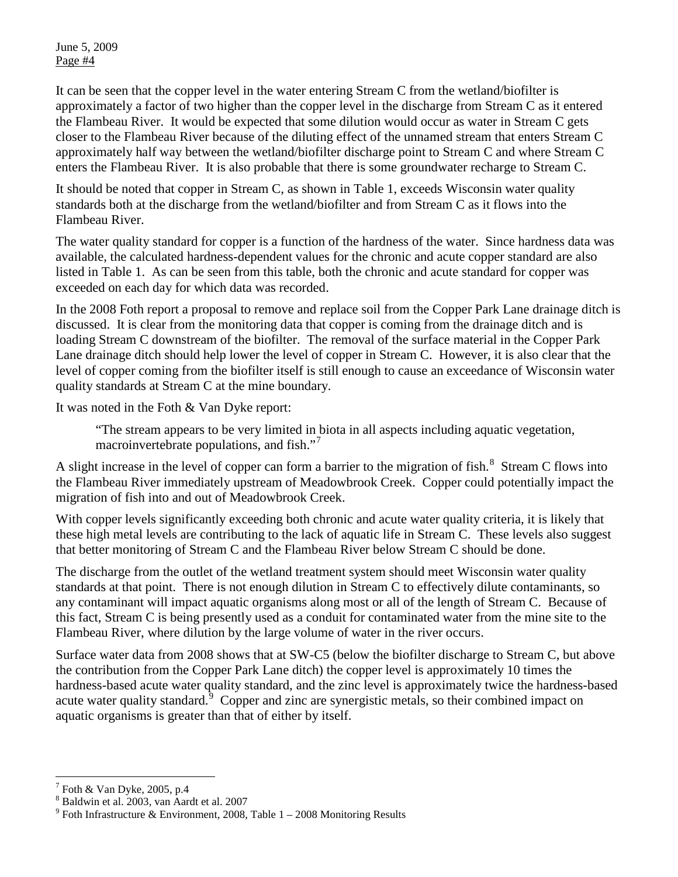It can be seen that the copper level in the water entering Stream C from the wetland/biofilter is approximately a factor of two higher than the copper level in the discharge from Stream C as it entered the Flambeau River. It would be expected that some dilution would occur as water in Stream C gets closer to the Flambeau River because of the diluting effect of the unnamed stream that enters Stream C approximately half way between the wetland/biofilter discharge point to Stream C and where Stream C enters the Flambeau River. It is also probable that there is some groundwater recharge to Stream C.

It should be noted that copper in Stream C, as shown in Table 1, exceeds Wisconsin water quality standards both at the discharge from the wetland/biofilter and from Stream C as it flows into the Flambeau River.

The water quality standard for copper is a function of the hardness of the water. Since hardness data was available, the calculated hardness-dependent values for the chronic and acute copper standard are also listed in Table 1. As can be seen from this table, both the chronic and acute standard for copper was exceeded on each day for which data was recorded.

In the 2008 Foth report a proposal to remove and replace soil from the Copper Park Lane drainage ditch is discussed. It is clear from the monitoring data that copper is coming from the drainage ditch and is loading Stream C downstream of the biofilter. The removal of the surface material in the Copper Park Lane drainage ditch should help lower the level of copper in Stream C. However, it is also clear that the level of copper coming from the biofilter itself is still enough to cause an exceedance of Wisconsin water quality standards at Stream C at the mine boundary.

It was noted in the Foth & Van Dyke report:

> "The stream appears to be very limited in biota in all aspects including aquatic vegetation, macroinvertebrate populations, and fish."[7]

A slight increase in the level of copper can form a barrier to the migration of fish.[8] Stream C flows into the Flambeau River immediately upstream of Meadowbrook Creek. Copper could potentially impact the migration of fish into and out of Meadowbrook Creek.

With copper levels significantly exceeding both chronic and acute water quality criteria, it is likely that these high metal levels are contributing to the lack of aquatic life in Stream C. These levels also suggest that better monitoring of Stream C and the Flambeau River below Stream C should be done.

The discharge from the outlet of the wetland treatment system should meet Wisconsin water quality standards at that point. There is not enough dilution in Stream C to effectively dilute contaminants, so any contaminant will impact aquatic organisms along most or all of the length of Stream C. Because of this fact, Stream C is being presently used as a conduit for contaminated water from the mine site to the Flambeau River, where dilution by the large volume of water in the river occurs.

Surface water data from 2008 shows that at SW-C5 (below the biofilter discharge to Stream C, but above the contribution from the Copper Park Lane ditch) the copper level is approximately 10 times the hardness-based acute water quality standard, and the zinc level is approximately twice the hardness-based acute water quality standard.[9] Copper and zinc are synergistic metals, so their combined impact on aquatic organisms is greater than that of either by itself.

---

[7] Foth & Van Dyke, 2005, p.4

[8] Baldwin et al. 2003, van Aardt et al. 2007

[9] Foth Infrastructure & Environment, 2008, Table 1 – 2008 Monitoring Results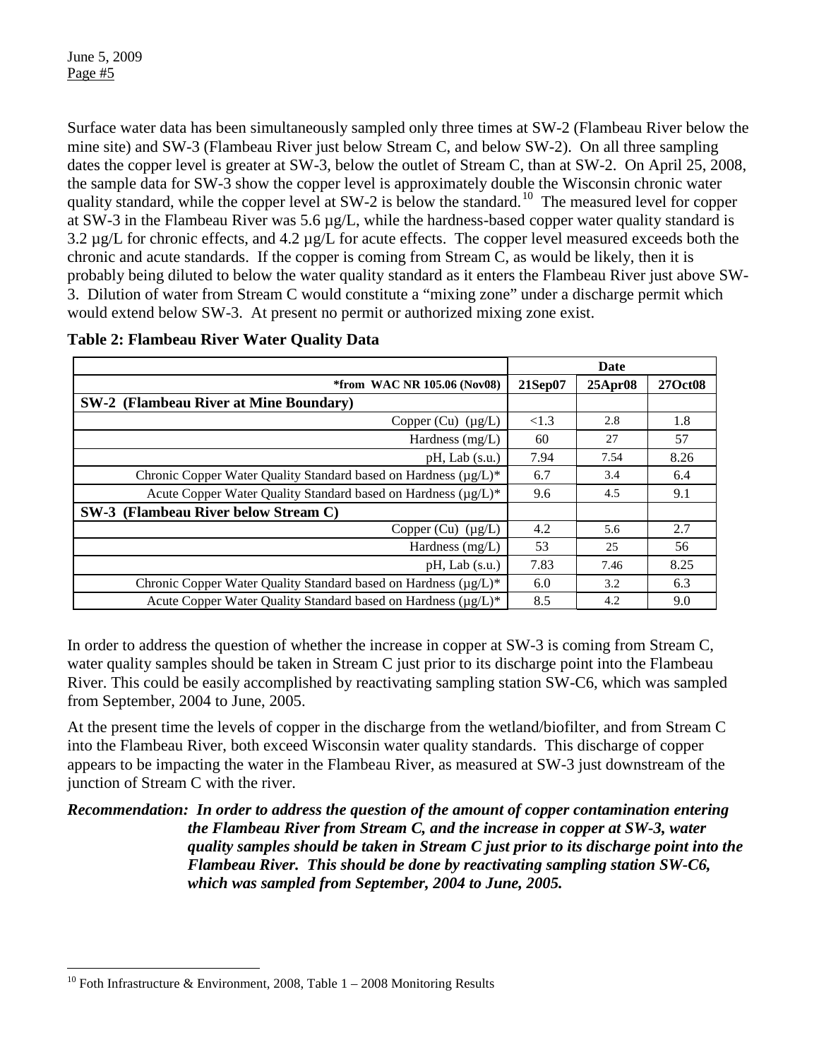Surface water data has been simultaneously sampled only three times at SW-2 (Flambeau River below the mine site) and SW-3 (Flambeau River just below Stream C, and below SW-2). On all three sampling dates the copper level is greater at SW-3, below the outlet of Stream C, than at SW-2. On April 25, 2008, the sample data for SW-3 show the copper level is approximately double the Wisconsin chronic water quality standard, while the copper level at SW-2 is below the standard.[10] The measured level for copper at SW-3 in the Flambeau River was 5.6 µg/L, while the hardness-based copper water quality standard is 3.2 µg/L for chronic effects, and 4.2 µg/L for acute effects. The copper level measured exceeds both the chronic and acute standards. If the copper is coming from Stream C, as would be likely, then it is probably being diluted to below the water quality standard as it enters the Flambeau River just above SW-3. Dilution of water from Stream C would constitute a "mixing zone" under a discharge permit which would extend below SW-3. At present no permit or authorized mixing zone exist.

**Table 2: Flambeau River Water Quality Data**

| | Date | | |
|---|---|---|---|
| ***from WAC NR 105.06 (Nov08)** | **21Sep07** | **25Apr08** | **27Oct08** |
| **SW-2 (Flambeau River at Mine Boundary)** | | | |
| Copper (Cu) (µg/L) | <1.3 | 2.8 | 1.8 |
| Hardness (mg/L) | 60 | 27 | 57 |
| pH, Lab (s.u.) | 7.94 | 7.54 | 8.26 |
| Chronic Copper Water Quality Standard based on Hardness (µg/L)* | 6.7 | 3.4 | 6.4 |
| Acute Copper Water Quality Standard based on Hardness (µg/L)* | 9.6 | 4.5 | 9.1 |
| **SW-3 (Flambeau River below Stream C)** | | | |
| Copper (Cu) (µg/L) | 4.2 | 5.6 | 2.7 |
| Hardness (mg/L) | 53 | 25 | 56 |
| pH, Lab (s.u.) | 7.83 | 7.46 | 8.25 |
| Chronic Copper Water Quality Standard based on Hardness (µg/L)* | 6.0 | 3.2 | 6.3 |
| Acute Copper Water Quality Standard based on Hardness (µg/L)* | 8.5 | 4.2 | 9.0 |

In order to address the question of whether the increase in copper at SW-3 is coming from Stream C, water quality samples should be taken in Stream C just prior to its discharge point into the Flambeau River. This could be easily accomplished by reactivating sampling station SW-C6, which was sampled from September, 2004 to June, 2005.

At the present time the levels of copper in the discharge from the wetland/biofilter, and from Stream C into the Flambeau River, both exceed Wisconsin water quality standards. This discharge of copper appears to be impacting the water in the Flambeau River, as measured at SW-3 just downstream of the junction of Stream C with the river.

***Recommendation: In order to address the question of the amount of copper contamination entering the Flambeau River from Stream C, and the increase in copper at SW-3, water quality samples should be taken in Stream C just prior to its discharge point into the Flambeau River. This should be done by reactivating sampling station SW-C6, which was sampled from September, 2004 to June, 2005.***

[10] Foth Infrastructure & Environment, 2008, Table 1 – 2008 Monitoring Results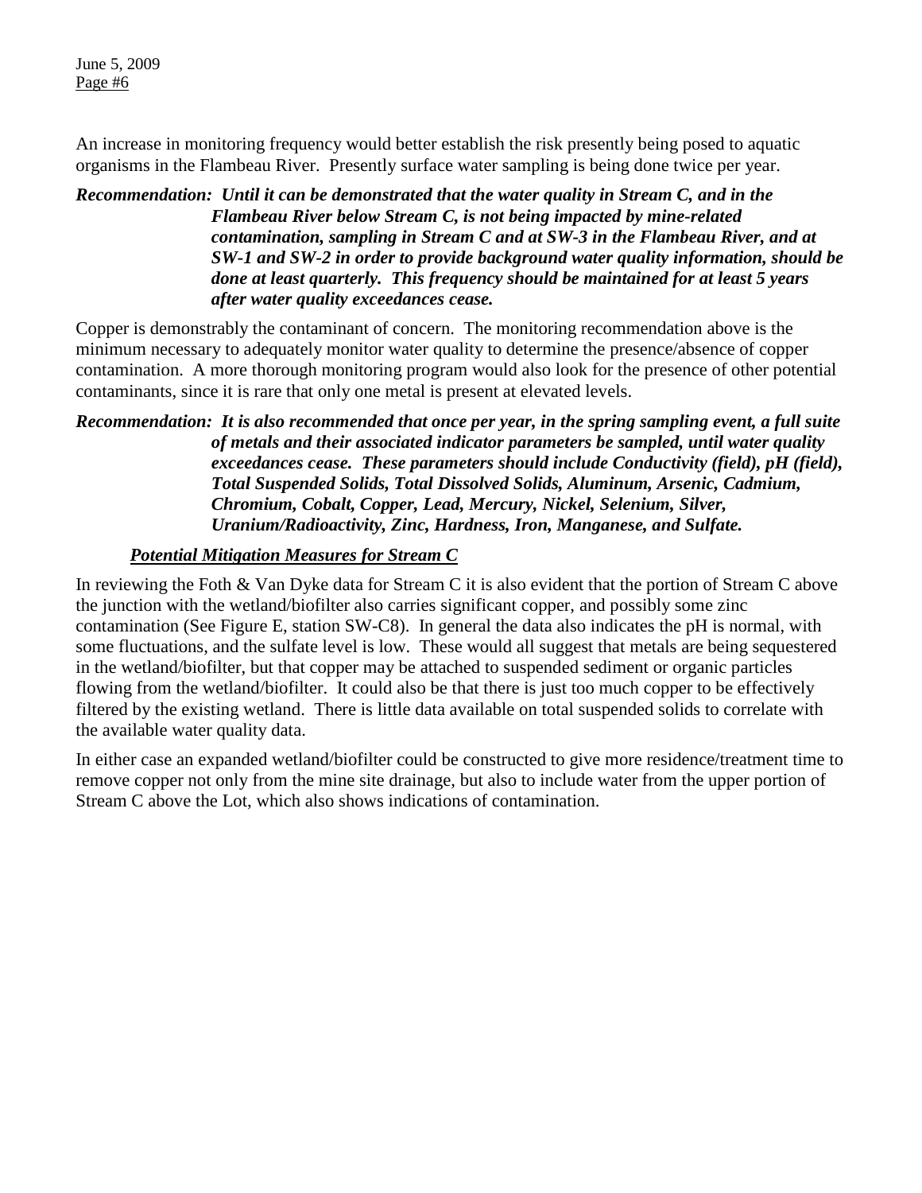An increase in monitoring frequency would better establish the risk presently being posed to aquatic organisms in the Flambeau River. Presently surface water sampling is being done twice per year.

***Recommendation: Until it can be demonstrated that the water quality in Stream C, and in the Flambeau River below Stream C, is not being impacted by mine-related contamination, sampling in Stream C and at SW-3 in the Flambeau River, and at SW-1 and SW-2 in order to provide background water quality information, should be done at least quarterly. This frequency should be maintained for at least 5 years after water quality exceedances cease.***

Copper is demonstrably the contaminant of concern. The monitoring recommendation above is the minimum necessary to adequately monitor water quality to determine the presence/absence of copper contamination. A more thorough monitoring program would also look for the presence of other potential contaminants, since it is rare that only one metal is present at elevated levels.

***Recommendation: It is also recommended that once per year, in the spring sampling event, a full suite of metals and their associated indicator parameters be sampled, until water quality exceedances cease. These parameters should include Conductivity (field), pH (field), Total Suspended Solids, Total Dissolved Solids, Aluminum, Arsenic, Cadmium, Chromium, Cobalt, Copper, Lead, Mercury, Nickel, Selenium, Silver, Uranium/Radioactivity, Zinc, Hardness, Iron, Manganese, and Sulfate.***

### ***Potential Mitigation Measures for Stream C***

In reviewing the Foth & Van Dyke data for Stream C it is also evident that the portion of Stream C above the junction with the wetland/biofilter also carries significant copper, and possibly some zinc contamination (See Figure E, station SW-C8). In general the data also indicates the pH is normal, with some fluctuations, and the sulfate level is low. These would all suggest that metals are being sequestered in the wetland/biofilter, but that copper may be attached to suspended sediment or organic particles flowing from the wetland/biofilter. It could also be that there is just too much copper to be effectively filtered by the existing wetland. There is little data available on total suspended solids to correlate with the available water quality data.

In either case an expanded wetland/biofilter could be constructed to give more residence/treatment time to remove copper not only from the mine site drainage, but also to include water from the upper portion of Stream C above the Lot, which also shows indications of contamination.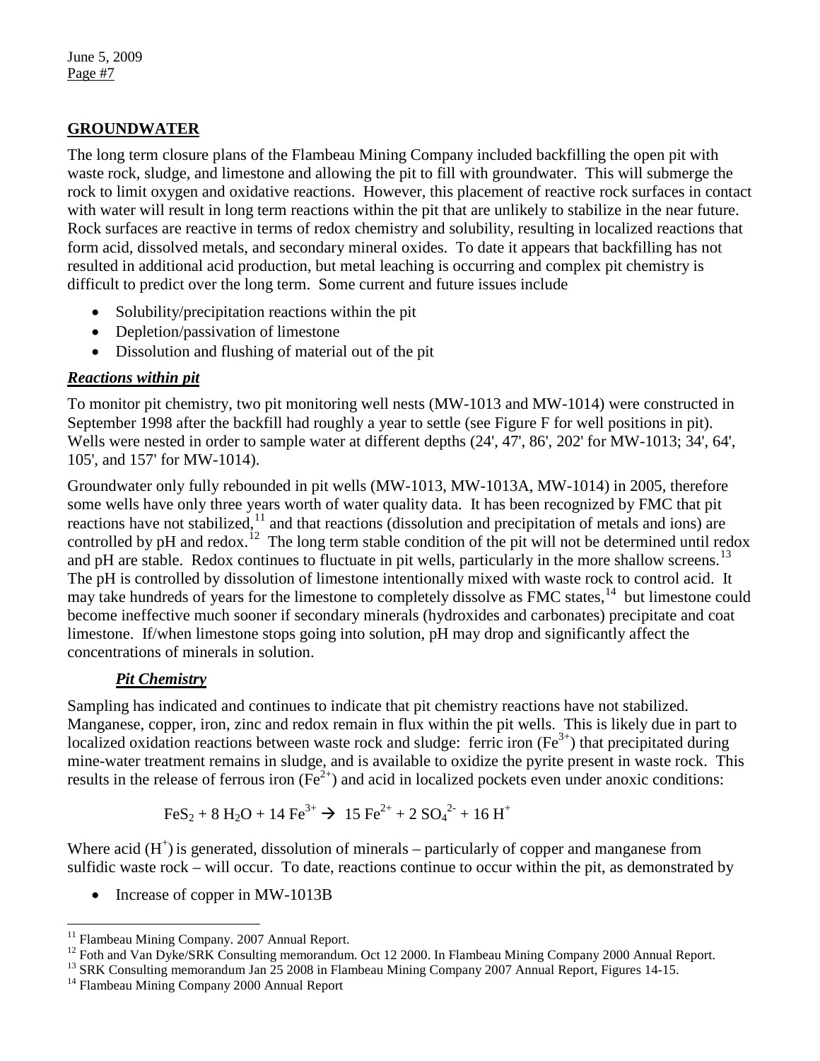## GROUNDWATER

The long term closure plans of the Flambeau Mining Company included backfilling the open pit with waste rock, sludge, and limestone and allowing the pit to fill with groundwater. This will submerge the rock to limit oxygen and oxidative reactions. However, this placement of reactive rock surfaces in contact with water will result in long term reactions within the pit that are unlikely to stabilize in the near future. Rock surfaces are reactive in terms of redox chemistry and solubility, resulting in localized reactions that form acid, dissolved metals, and secondary mineral oxides. To date it appears that backfilling has not resulted in additional acid production, but metal leaching is occurring and complex pit chemistry is difficult to predict over the long term. Some current and future issues include

- Solubility/precipitation reactions within the pit
- Depletion/passivation of limestone
- Dissolution and flushing of material out of the pit

### ***Reactions within pit***

To monitor pit chemistry, two pit monitoring well nests (MW-1013 and MW-1014) were constructed in September 1998 after the backfill had roughly a year to settle (see Figure F for well positions in pit). Wells were nested in order to sample water at different depths (24', 47', 86', 202' for MW-1013; 34', 64', 105', and 157' for MW-1014).

Groundwater only fully rebounded in pit wells (MW-1013, MW-1013A, MW-1014) in 2005, therefore some wells have only three years worth of water quality data. It has been recognized by FMC that pit reactions have not stabilized,[11] and that reactions (dissolution and precipitation of metals and ions) are controlled by pH and redox.[12] The long term stable condition of the pit will not be determined until redox and pH are stable. Redox continues to fluctuate in pit wells, particularly in the more shallow screens.[13] The pH is controlled by dissolution of limestone intentionally mixed with waste rock to control acid. It may take hundreds of years for the limestone to completely dissolve as FMC states,[14] but limestone could become ineffective much sooner if secondary minerals (hydroxides and carbonates) precipitate and coat limestone. If/when limestone stops going into solution, pH may drop and significantly affect the concentrations of minerals in solution.

#### ***Pit Chemistry***

Sampling has indicated and continues to indicate that pit chemistry reactions have not stabilized. Manganese, copper, iron, zinc and redox remain in flux within the pit wells. This is likely due in part to localized oxidation reactions between waste rock and sludge: ferric iron ($Fe^{3+}$) that precipitated during mine-water treatment remains in sludge, and is available to oxidize the pyrite present in waste rock. This results in the release of ferrous iron ($Fe^{2+}$) and acid in localized pockets even under anoxic conditions:

$$FeS_2 + 8\ H_2O + 14\ Fe^{3+} \rightarrow 15\ Fe^{2+} + 2\ SO_4^{2-} + 16\ H^+$$

Where acid ($H^+$) is generated, dissolution of minerals – particularly of copper and manganese from sulfidic waste rock – will occur. To date, reactions continue to occur within the pit, as demonstrated by

- Increase of copper in MW-1013B

---

[11] Flambeau Mining Company. 2007 Annual Report.

[12] Foth and Van Dyke/SRK Consulting memorandum. Oct 12 2000. In Flambeau Mining Company 2000 Annual Report.

[13] SRK Consulting memorandum Jan 25 2008 in Flambeau Mining Company 2007 Annual Report, Figures 14-15.

[14] Flambeau Mining Company 2000 Annual Report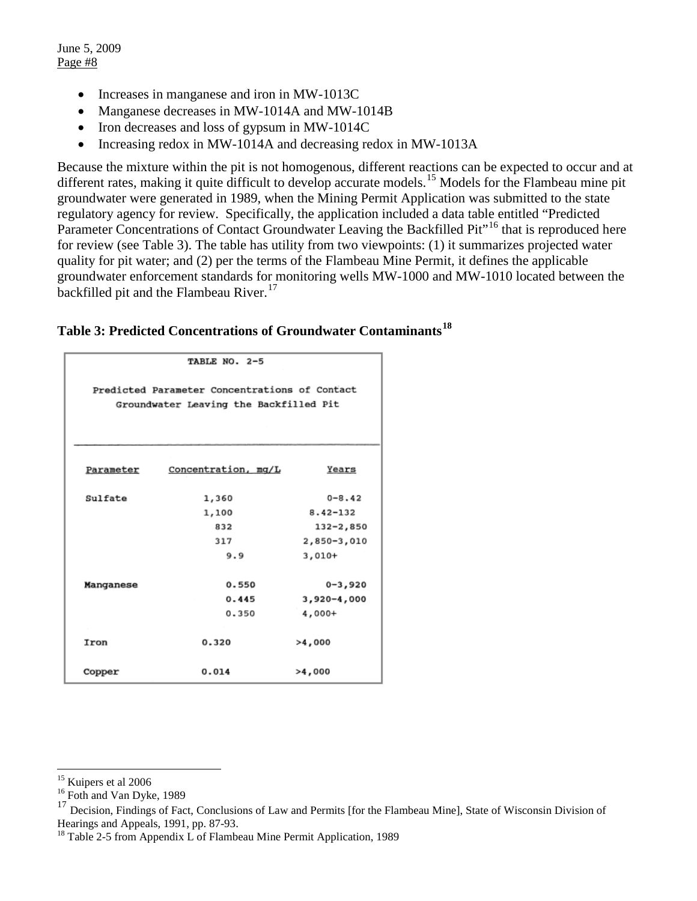- Increases in manganese and iron in MW-1013C
- Manganese decreases in MW-1014A and MW-1014B
- Iron decreases and loss of gypsum in MW-1014C
- Increasing redox in MW-1014A and decreasing redox in MW-1013A

Because the mixture within the pit is not homogenous, different reactions can be expected to occur and at different rates, making it quite difficult to develop accurate models.[15] Models for the Flambeau mine pit groundwater were generated in 1989, when the Mining Permit Application was submitted to the state regulatory agency for review. Specifically, the application included a data table entitled "Predicted Parameter Concentrations of Contact Groundwater Leaving the Backfilled Pit"[16] that is reproduced here for review (see Table 3). The table has utility from two viewpoints: (1) it summarizes projected water quality for pit water; and (2) per the terms of the Flambeau Mine Permit, it defines the applicable groundwater enforcement standards for monitoring wells MW-1000 and MW-1010 located between the backfilled pit and the Flambeau River.[17]

**Table 3: Predicted Concentrations of Groundwater Contaminants[18]**

TABLE NO. 2-5

Predicted Parameter Concentrations of Contact Groundwater Leaving the Backfilled Pit

| Parameter | Concentration, mg/L | Years |
|---|---|---|
| Sulfate | 1,360 | 0-8.42 |
| | 1,100 | 8.42-132 |
| | 832 | 132-2,850 |
| | 317 | 2,850-3,010 |
| | 9.9 | 3,010+ |
| Manganese | 0.550 | 0-3,920 |
| | 0.445 | 3,920-4,000 |
| | 0.350 | 4,000+ |
| Iron | 0.320 | >4,000 |
| Copper | 0.014 | >4,000 |

---

[15] Kuipers et al 2006

[16] Foth and Van Dyke, 1989

[17] Decision, Findings of Fact, Conclusions of Law and Permits [for the Flambeau Mine], State of Wisconsin Division of Hearings and Appeals, 1991, pp. 87-93.

[18] Table 2-5 from Appendix L of Flambeau Mine Permit Application, 1989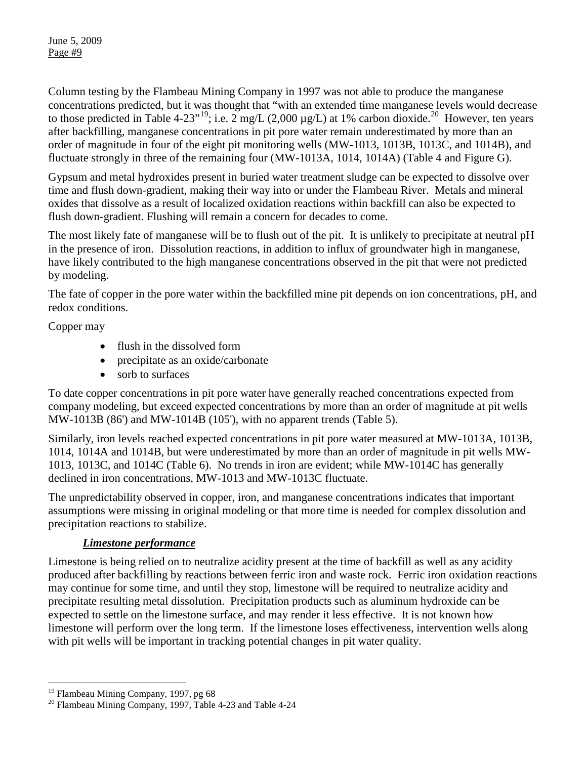Column testing by the Flambeau Mining Company in 1997 was not able to produce the manganese concentrations predicted, but it was thought that "with an extended time manganese levels would decrease to those predicted in Table 4-23"[19]; i.e. 2 mg/L (2,000 µg/L) at 1% carbon dioxide.[20] However, ten years after backfilling, manganese concentrations in pit pore water remain underestimated by more than an order of magnitude in four of the eight pit monitoring wells (MW-1013, 1013B, 1013C, and 1014B), and fluctuate strongly in three of the remaining four (MW-1013A, 1014, 1014A) (Table 4 and Figure G).

Gypsum and metal hydroxides present in buried water treatment sludge can be expected to dissolve over time and flush down-gradient, making their way into or under the Flambeau River. Metals and mineral oxides that dissolve as a result of localized oxidation reactions within backfill can also be expected to flush down-gradient. Flushing will remain a concern for decades to come.

The most likely fate of manganese will be to flush out of the pit. It is unlikely to precipitate at neutral pH in the presence of iron. Dissolution reactions, in addition to influx of groundwater high in manganese, have likely contributed to the high manganese concentrations observed in the pit that were not predicted by modeling.

The fate of copper in the pore water within the backfilled mine pit depends on ion concentrations, pH, and redox conditions.

Copper may

- flush in the dissolved form
- precipitate as an oxide/carbonate
- sorb to surfaces

To date copper concentrations in pit pore water have generally reached concentrations expected from company modeling, but exceed expected concentrations by more than an order of magnitude at pit wells MW-1013B (86') and MW-1014B (105'), with no apparent trends (Table 5).

Similarly, iron levels reached expected concentrations in pit pore water measured at MW-1013A, 1013B, 1014, 1014A and 1014B, but were underestimated by more than an order of magnitude in pit wells MW-1013, 1013C, and 1014C (Table 6). No trends in iron are evident; while MW-1014C has generally declined in iron concentrations, MW-1013 and MW-1013C fluctuate.

The unpredictability observed in copper, iron, and manganese concentrations indicates that important assumptions were missing in original modeling or that more time is needed for complex dissolution and precipitation reactions to stabilize.

### ***Limestone performance***

Limestone is being relied on to neutralize acidity present at the time of backfill as well as any acidity produced after backfilling by reactions between ferric iron and waste rock. Ferric iron oxidation reactions may continue for some time, and until they stop, limestone will be required to neutralize acidity and precipitate resulting metal dissolution. Precipitation products such as aluminum hydroxide can be expected to settle on the limestone surface, and may render it less effective. It is not known how limestone will perform over the long term. If the limestone loses effectiveness, intervention wells along with pit wells will be important in tracking potential changes in pit water quality.

---

[19] Flambeau Mining Company, 1997, pg 68

[20] Flambeau Mining Company, 1997, Table 4-23 and Table 4-24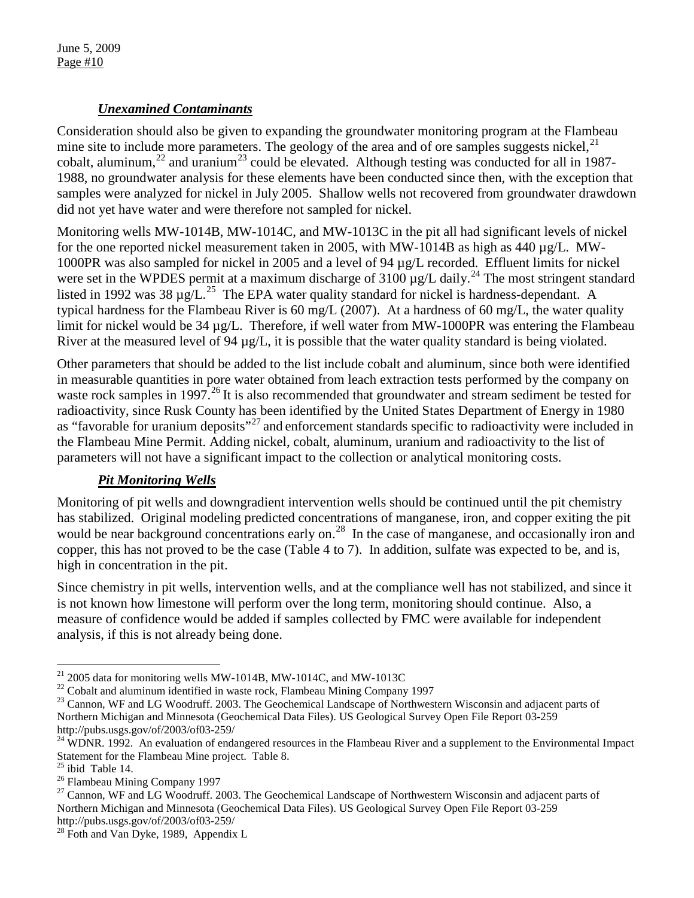### ***Unexamined Contaminants***

Consideration should also be given to expanding the groundwater monitoring program at the Flambeau mine site to include more parameters. The geology of the area and of ore samples suggests nickel,[21] cobalt, aluminum,[22] and uranium[23] could be elevated. Although testing was conducted for all in 1987-1988, no groundwater analysis for these elements have been conducted since then, with the exception that samples were analyzed for nickel in July 2005. Shallow wells not recovered from groundwater drawdown did not yet have water and were therefore not sampled for nickel.

Monitoring wells MW-1014B, MW-1014C, and MW-1013C in the pit all had significant levels of nickel for the one reported nickel measurement taken in 2005, with MW-1014B as high as 440 µg/L. MW-1000PR was also sampled for nickel in 2005 and a level of 94 µg/L recorded. Effluent limits for nickel were set in the WPDES permit at a maximum discharge of 3100 µg/L daily.[24] The most stringent standard listed in 1992 was 38 µg/L.[25] The EPA water quality standard for nickel is hardness-dependant. A typical hardness for the Flambeau River is 60 mg/L (2007). At a hardness of 60 mg/L, the water quality limit for nickel would be 34 µg/L. Therefore, if well water from MW-1000PR was entering the Flambeau River at the measured level of 94 µg/L, it is possible that the water quality standard is being violated.

Other parameters that should be added to the list include cobalt and aluminum, since both were identified in measurable quantities in pore water obtained from leach extraction tests performed by the company on waste rock samples in 1997.[26] It is also recommended that groundwater and stream sediment be tested for radioactivity, since Rusk County has been identified by the United States Department of Energy in 1980 as "favorable for uranium deposits"[27] and enforcement standards specific to radioactivity were included in the Flambeau Mine Permit. Adding nickel, cobalt, aluminum, uranium and radioactivity to the list of parameters will not have a significant impact to the collection or analytical monitoring costs.

### ***Pit Monitoring Wells***

Monitoring of pit wells and downgradient intervention wells should be continued until the pit chemistry has stabilized. Original modeling predicted concentrations of manganese, iron, and copper exiting the pit would be near background concentrations early on.[28] In the case of manganese, and occasionally iron and copper, this has not proved to be the case (Table 4 to 7). In addition, sulfate was expected to be, and is, high in concentration in the pit.

Since chemistry in pit wells, intervention wells, and at the compliance well has not stabilized, and since it is not known how limestone will perform over the long term, monitoring should continue. Also, a measure of confidence would be added if samples collected by FMC were available for independent analysis, if this is not already being done.

---

[21] 2005 data for monitoring wells MW-1014B, MW-1014C, and MW-1013C

[22] Cobalt and aluminum identified in waste rock, Flambeau Mining Company 1997

[23] Cannon, WF and LG Woodruff. 2003. The Geochemical Landscape of Northwestern Wisconsin and adjacent parts of Northern Michigan and Minnesota (Geochemical Data Files). US Geological Survey Open File Report 03-259 http://pubs.usgs.gov/of/2003/of03-259/

[24] WDNR. 1992. An evaluation of endangered resources in the Flambeau River and a supplement to the Environmental Impact Statement for the Flambeau Mine project. Table 8.

[25] ibid Table 14.

[26] Flambeau Mining Company 1997

[27] Cannon, WF and LG Woodruff. 2003. The Geochemical Landscape of Northwestern Wisconsin and adjacent parts of Northern Michigan and Minnesota (Geochemical Data Files). US Geological Survey Open File Report 03-259 http://pubs.usgs.gov/of/2003/of03-259/

[28] Foth and Van Dyke, 1989, Appendix L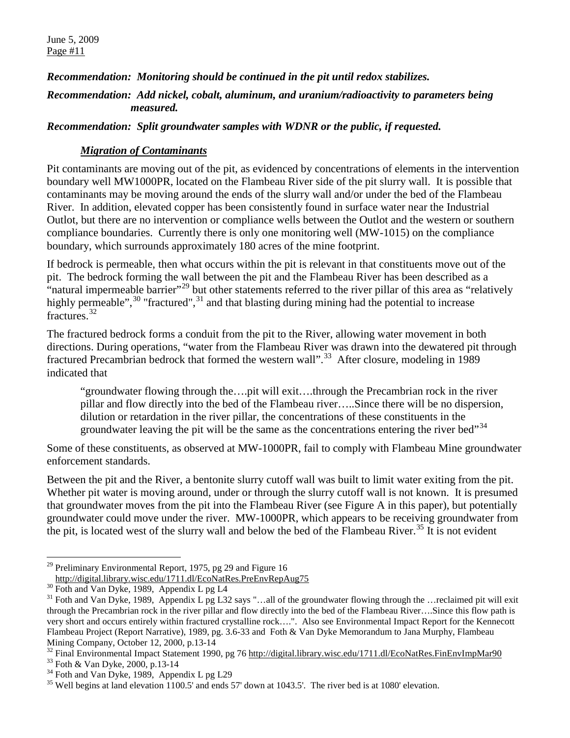***Recommendation: Monitoring should be continued in the pit until redox stabilizes.***

***Recommendation: Add nickel, cobalt, aluminum, and uranium/radioactivity to parameters being measured.***

***Recommendation: Split groundwater samples with WDNR or the public, if requested.***

### ***Migration of Contaminants***

Pit contaminants are moving out of the pit, as evidenced by concentrations of elements in the intervention boundary well MW1000PR, located on the Flambeau River side of the pit slurry wall. It is possible that contaminants may be moving around the ends of the slurry wall and/or under the bed of the Flambeau River. In addition, elevated copper has been consistently found in surface water near the Industrial Outlot, but there are no intervention or compliance wells between the Outlot and the western or southern compliance boundaries. Currently there is only one monitoring well (MW-1015) on the compliance boundary, which surrounds approximately 180 acres of the mine footprint.

If bedrock is permeable, then what occurs within the pit is relevant in that constituents move out of the pit. The bedrock forming the wall between the pit and the Flambeau River has been described as a "natural impermeable barrier"[29] but other statements referred to the river pillar of this area as "relatively highly permeable",[30] "fractured",[31] and that blasting during mining had the potential to increase fractures.[32]

The fractured bedrock forms a conduit from the pit to the River, allowing water movement in both directions. During operations, "water from the Flambeau River was drawn into the dewatered pit through fractured Precambrian bedrock that formed the western wall".[33] After closure, modeling in 1989 indicated that

> "groundwater flowing through the….pit will exit….through the Precambrian rock in the river pillar and flow directly into the bed of the Flambeau river…..Since there will be no dispersion, dilution or retardation in the river pillar, the concentrations of these constituents in the groundwater leaving the pit will be the same as the concentrations entering the river bed"[34]

Some of these constituents, as observed at MW-1000PR, fail to comply with Flambeau Mine groundwater enforcement standards.

Between the pit and the River, a bentonite slurry cutoff wall was built to limit water exiting from the pit. Whether pit water is moving around, under or through the slurry cutoff wall is not known. It is presumed that groundwater moves from the pit into the Flambeau River (see Figure A in this paper), but potentially groundwater could move under the river. MW-1000PR, which appears to be receiving groundwater from the pit, is located west of the slurry wall and below the bed of the Flambeau River.[35] It is not evident

---

[29] Preliminary Environmental Report, 1975, pg 29 and Figure 16 http://digital.library.wisc.edu/1711.dl/EcoNatRes.PreEnvRepAug75

[30] Foth and Van Dyke, 1989, Appendix L pg L4

[31] Foth and Van Dyke, 1989, Appendix L pg L32 says "…all of the groundwater flowing through the …reclaimed pit will exit through the Precambrian rock in the river pillar and flow directly into the bed of the Flambeau River….Since this flow path is very short and occurs entirely within fractured crystalline rock….". Also see Environmental Impact Report for the Kennecott Flambeau Project (Report Narrative), 1989, pg. 3.6-33 and Foth & Van Dyke Memorandum to Jana Murphy, Flambeau Mining Company, October 12, 2000, p.13-14

[32] Final Environmental Impact Statement 1990, pg 76 http://digital.library.wisc.edu/1711.dl/EcoNatRes.FinEnvImpMar90

[33] Foth & Van Dyke, 2000, p.13-14

[34] Foth and Van Dyke, 1989, Appendix L pg L29

[35] Well begins at land elevation 1100.5' and ends 57' down at 1043.5'. The river bed is at 1080' elevation.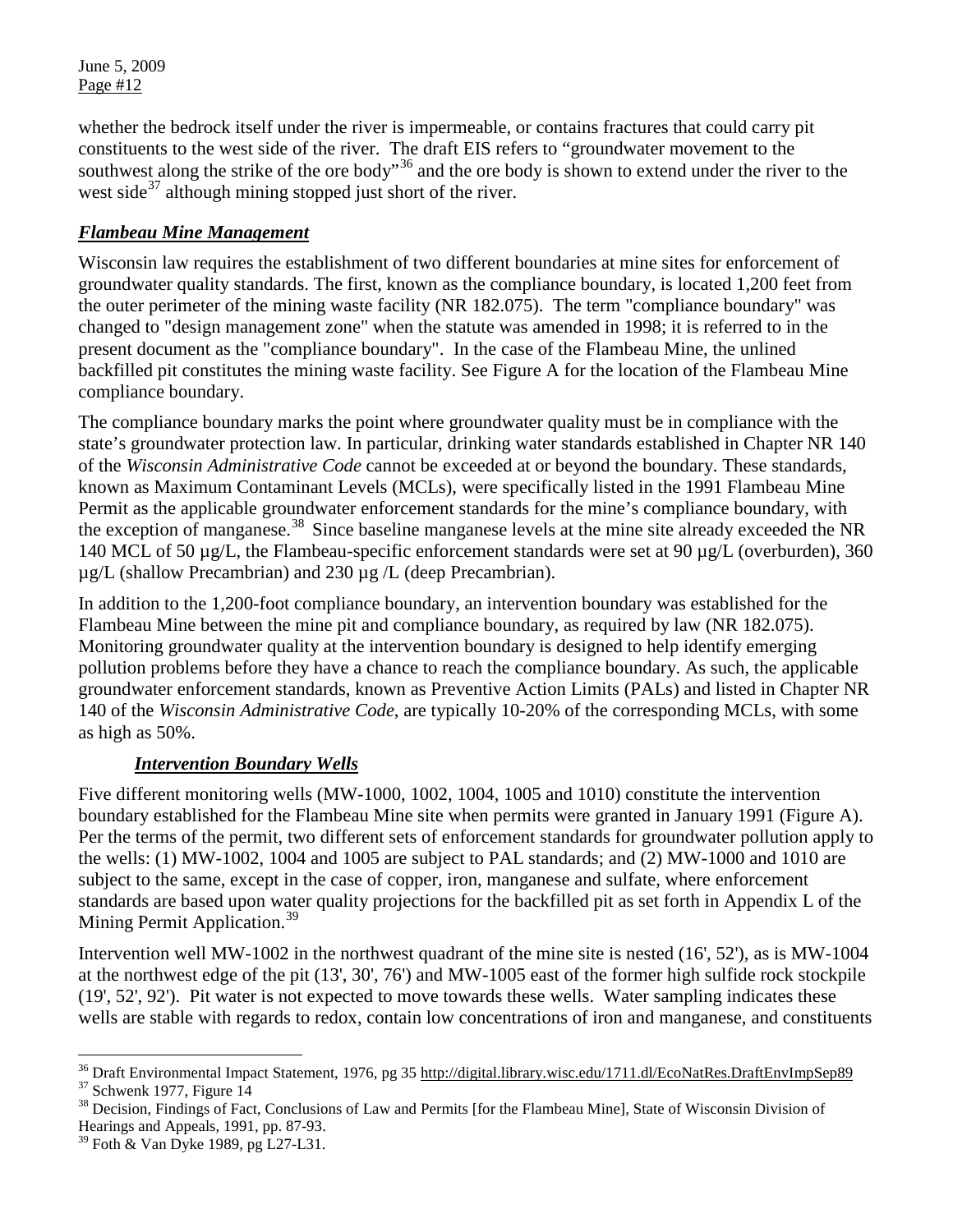whether the bedrock itself under the river is impermeable, or contains fractures that could carry pit constituents to the west side of the river. The draft EIS refers to "groundwater movement to the southwest along the strike of the ore body"[36] and the ore body is shown to extend under the river to the west side[37] although mining stopped just short of the river.

## ***Flambeau Mine Management***

Wisconsin law requires the establishment of two different boundaries at mine sites for enforcement of groundwater quality standards. The first, known as the compliance boundary, is located 1,200 feet from the outer perimeter of the mining waste facility (NR 182.075). The term "compliance boundary" was changed to "design management zone" when the statute was amended in 1998; it is referred to in the present document as the "compliance boundary". In the case of the Flambeau Mine, the unlined backfilled pit constitutes the mining waste facility. See Figure A for the location of the Flambeau Mine compliance boundary.

The compliance boundary marks the point where groundwater quality must be in compliance with the state's groundwater protection law. In particular, drinking water standards established in Chapter NR 140 of the *Wisconsin Administrative Code* cannot be exceeded at or beyond the boundary. These standards, known as Maximum Contaminant Levels (MCLs), were specifically listed in the 1991 Flambeau Mine Permit as the applicable groundwater enforcement standards for the mine's compliance boundary, with the exception of manganese.[38] Since baseline manganese levels at the mine site already exceeded the NR 140 MCL of 50 µg/L, the Flambeau-specific enforcement standards were set at 90 µg/L (overburden), 360 µg/L (shallow Precambrian) and 230 µg /L (deep Precambrian).

In addition to the 1,200-foot compliance boundary, an intervention boundary was established for the Flambeau Mine between the mine pit and compliance boundary, as required by law (NR 182.075). Monitoring groundwater quality at the intervention boundary is designed to help identify emerging pollution problems before they have a chance to reach the compliance boundary. As such, the applicable groundwater enforcement standards, known as Preventive Action Limits (PALs) and listed in Chapter NR 140 of the *Wisconsin Administrative Code*, are typically 10-20% of the corresponding MCLs, with some as high as 50%.

### ***Intervention Boundary Wells***

Five different monitoring wells (MW-1000, 1002, 1004, 1005 and 1010) constitute the intervention boundary established for the Flambeau Mine site when permits were granted in January 1991 (Figure A). Per the terms of the permit, two different sets of enforcement standards for groundwater pollution apply to the wells: (1) MW-1002, 1004 and 1005 are subject to PAL standards; and (2) MW-1000 and 1010 are subject to the same, except in the case of copper, iron, manganese and sulfate, where enforcement standards are based upon water quality projections for the backfilled pit as set forth in Appendix L of the Mining Permit Application.[39]

Intervention well MW-1002 in the northwest quadrant of the mine site is nested (16', 52'), as is MW-1004 at the northwest edge of the pit (13', 30', 76') and MW-1005 east of the former high sulfide rock stockpile (19', 52', 92'). Pit water is not expected to move towards these wells. Water sampling indicates these wells are stable with regards to redox, contain low concentrations of iron and manganese, and constituents

---

[36] Draft Environmental Impact Statement, 1976, pg 35 http://digital.library.wisc.edu/1711.dl/EcoNatRes.DraftEnvImpSep89

[37] Schwenk 1977, Figure 14

[38] Decision, Findings of Fact, Conclusions of Law and Permits [for the Flambeau Mine], State of Wisconsin Division of Hearings and Appeals, 1991, pp. 87-93.

[39] Foth & Van Dyke 1989, pg L27-L31.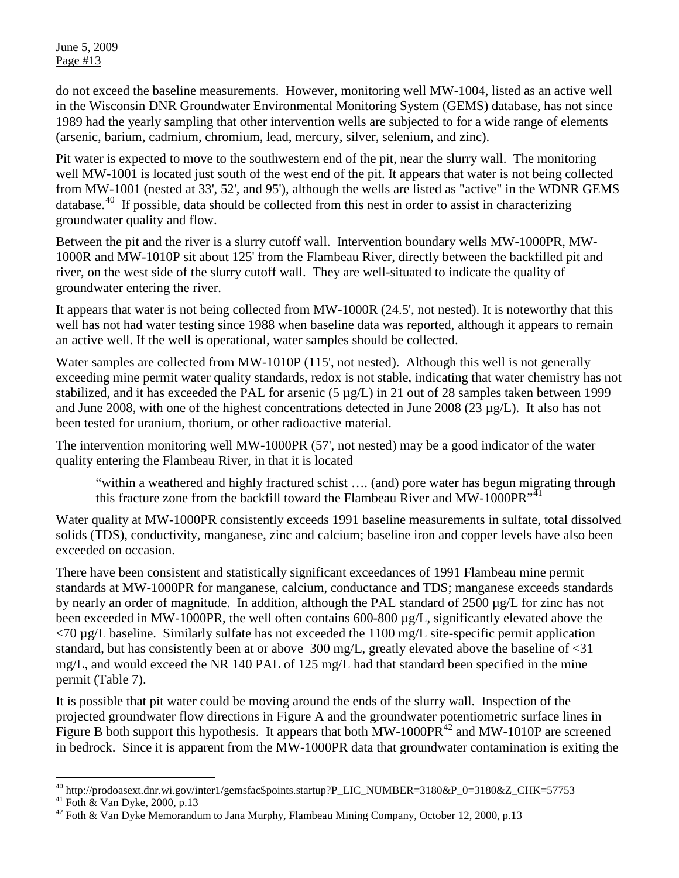do not exceed the baseline measurements. However, monitoring well MW-1004, listed as an active well in the Wisconsin DNR Groundwater Environmental Monitoring System (GEMS) database, has not since 1989 had the yearly sampling that other intervention wells are subjected to for a wide range of elements (arsenic, barium, cadmium, chromium, lead, mercury, silver, selenium, and zinc).

Pit water is expected to move to the southwestern end of the pit, near the slurry wall. The monitoring well MW-1001 is located just south of the west end of the pit. It appears that water is not being collected from MW-1001 (nested at 33', 52', and 95'), although the wells are listed as "active" in the WDNR GEMS database.[40] If possible, data should be collected from this nest in order to assist in characterizing groundwater quality and flow.

Between the pit and the river is a slurry cutoff wall. Intervention boundary wells MW-1000PR, MW-1000R and MW-1010P sit about 125' from the Flambeau River, directly between the backfilled pit and river, on the west side of the slurry cutoff wall. They are well-situated to indicate the quality of groundwater entering the river.

It appears that water is not being collected from MW-1000R (24.5', not nested). It is noteworthy that this well has not had water testing since 1988 when baseline data was reported, although it appears to remain an active well. If the well is operational, water samples should be collected.

Water samples are collected from MW-1010P (115', not nested). Although this well is not generally exceeding mine permit water quality standards, redox is not stable, indicating that water chemistry has not stabilized, and it has exceeded the PAL for arsenic (5 µg/L) in 21 out of 28 samples taken between 1999 and June 2008, with one of the highest concentrations detected in June 2008 (23 µg/L). It also has not been tested for uranium, thorium, or other radioactive material.

The intervention monitoring well MW-1000PR (57', not nested) may be a good indicator of the water quality entering the Flambeau River, in that it is located

> "within a weathered and highly fractured schist …. (and) pore water has begun migrating through this fracture zone from the backfill toward the Flambeau River and MW-1000PR"[41]

Water quality at MW-1000PR consistently exceeds 1991 baseline measurements in sulfate, total dissolved solids (TDS), conductivity, manganese, zinc and calcium; baseline iron and copper levels have also been exceeded on occasion.

There have been consistent and statistically significant exceedances of 1991 Flambeau mine permit standards at MW-1000PR for manganese, calcium, conductance and TDS; manganese exceeds standards by nearly an order of magnitude. In addition, although the PAL standard of 2500 µg/L for zinc has not been exceeded in MW-1000PR, the well often contains 600-800 µg/L, significantly elevated above the <70 µg/L baseline. Similarly sulfate has not exceeded the 1100 mg/L site-specific permit application standard, but has consistently been at or above 300 mg/L, greatly elevated above the baseline of <31 mg/L, and would exceed the NR 140 PAL of 125 mg/L had that standard been specified in the mine permit (Table 7).

It is possible that pit water could be moving around the ends of the slurry wall. Inspection of the projected groundwater flow directions in Figure A and the groundwater potentiometric surface lines in Figure B both support this hypothesis. It appears that both MW-1000PR[42] and MW-1010P are screened in bedrock. Since it is apparent from the MW-1000PR data that groundwater contamination is exiting the

[40] http://prodoasext.dnr.wi.gov/inter1/gemsfac$points.startup?P_LIC_NUMBER=3180&P_0=3180&Z_CHK=57753

[41] Foth & Van Dyke, 2000, p.13

[42] Foth & Van Dyke Memorandum to Jana Murphy, Flambeau Mining Company, October 12, 2000, p.13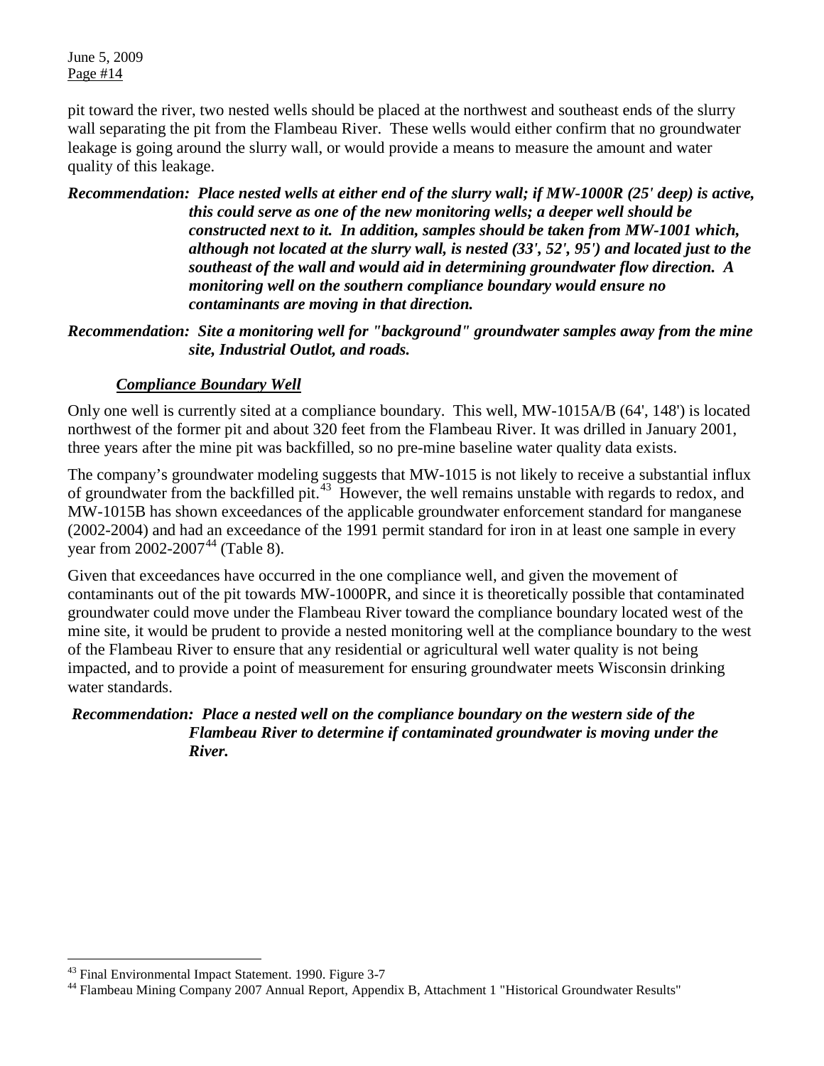pit toward the river, two nested wells should be placed at the northwest and southeast ends of the slurry wall separating the pit from the Flambeau River. These wells would either confirm that no groundwater leakage is going around the slurry wall, or would provide a means to measure the amount and water quality of this leakage.

***Recommendation: Place nested wells at either end of the slurry wall; if MW-1000R (25' deep) is active, this could serve as one of the new monitoring wells; a deeper well should be constructed next to it. In addition, samples should be taken from MW-1001 which, although not located at the slurry wall, is nested (33', 52', 95') and located just to the southeast of the wall and would aid in determining groundwater flow direction. A monitoring well on the southern compliance boundary would ensure no contaminants are moving in that direction.***

***Recommendation: Site a monitoring well for "background" groundwater samples away from the mine site, Industrial Outlot, and roads.***

***Compliance Boundary Well***

Only one well is currently sited at a compliance boundary. This well, MW-1015A/B (64', 148') is located northwest of the former pit and about 320 feet from the Flambeau River. It was drilled in January 2001, three years after the mine pit was backfilled, so no pre-mine baseline water quality data exists.

The company's groundwater modeling suggests that MW-1015 is not likely to receive a substantial influx of groundwater from the backfilled pit.[43] However, the well remains unstable with regards to redox, and MW-1015B has shown exceedances of the applicable groundwater enforcement standard for manganese (2002-2004) and had an exceedance of the 1991 permit standard for iron in at least one sample in every year from 2002-2007[44] (Table 8).

Given that exceedances have occurred in the one compliance well, and given the movement of contaminants out of the pit towards MW-1000PR, and since it is theoretically possible that contaminated groundwater could move under the Flambeau River toward the compliance boundary located west of the mine site, it would be prudent to provide a nested monitoring well at the compliance boundary to the west of the Flambeau River to ensure that any residential or agricultural well water quality is not being impacted, and to provide a point of measurement for ensuring groundwater meets Wisconsin drinking water standards.

***Recommendation: Place a nested well on the compliance boundary on the western side of the Flambeau River to determine if contaminated groundwater is moving under the River.***

---

[43] Final Environmental Impact Statement. 1990. Figure 3-7

[44] Flambeau Mining Company 2007 Annual Report, Appendix B, Attachment 1 "Historical Groundwater Results"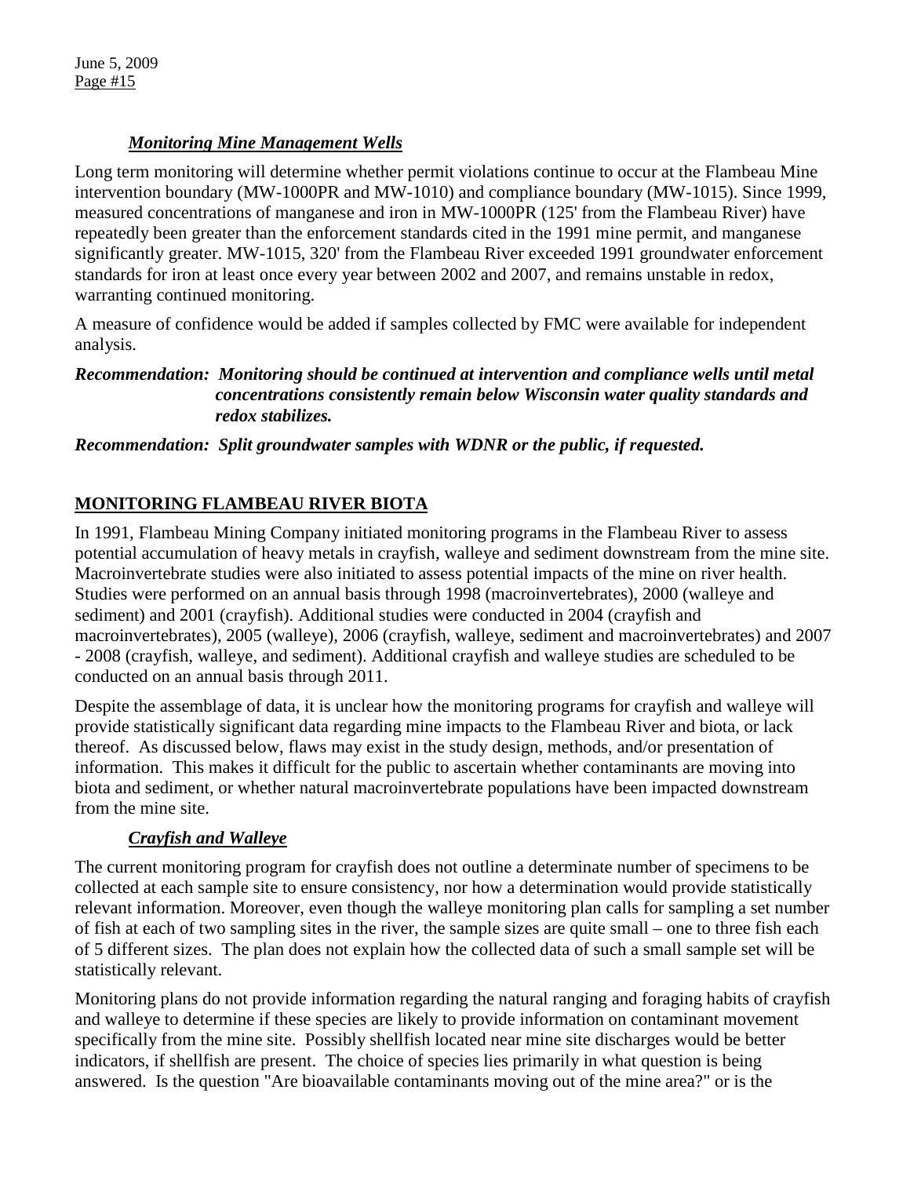### *Monitoring Mine Management Wells*

Long term monitoring will determine whether permit violations continue to occur at the Flambeau Mine intervention boundary (MW-1000PR and MW-1010) and compliance boundary (MW-1015). Since 1999, measured concentrations of manganese and iron in MW-1000PR (125' from the Flambeau River) have repeatedly been greater than the enforcement standards cited in the 1991 mine permit, and manganese significantly greater. MW-1015, 320' from the Flambeau River exceeded 1991 groundwater enforcement standards for iron at least once every year between 2002 and 2007, and remains unstable in redox, warranting continued monitoring.

A measure of confidence would be added if samples collected by FMC were available for independent analysis.

***Recommendation: Monitoring should be continued at intervention and compliance wells until metal concentrations consistently remain below Wisconsin water quality standards and redox stabilizes.***

***Recommendation: Split groundwater samples with WDNR or the public, if requested.***

## MONITORING FLAMBEAU RIVER BIOTA

In 1991, Flambeau Mining Company initiated monitoring programs in the Flambeau River to assess potential accumulation of heavy metals in crayfish, walleye and sediment downstream from the mine site. Macroinvertebrate studies were also initiated to assess potential impacts of the mine on river health. Studies were performed on an annual basis through 1998 (macroinvertebrates), 2000 (walleye and sediment) and 2001 (crayfish). Additional studies were conducted in 2004 (crayfish and macroinvertebrates), 2005 (walleye), 2006 (crayfish, walleye, sediment and macroinvertebrates) and 2007 - 2008 (crayfish, walleye, and sediment). Additional crayfish and walleye studies are scheduled to be conducted on an annual basis through 2011.

Despite the assemblage of data, it is unclear how the monitoring programs for crayfish and walleye will provide statistically significant data regarding mine impacts to the Flambeau River and biota, or lack thereof. As discussed below, flaws may exist in the study design, methods, and/or presentation of information. This makes it difficult for the public to ascertain whether contaminants are moving into biota and sediment, or whether natural macroinvertebrate populations have been impacted downstream from the mine site.

### *Crayfish and Walleye*

The current monitoring program for crayfish does not outline a determinate number of specimens to be collected at each sample site to ensure consistency, nor how a determination would provide statistically relevant information. Moreover, even though the walleye monitoring plan calls for sampling a set number of fish at each of two sampling sites in the river, the sample sizes are quite small – one to three fish each of 5 different sizes. The plan does not explain how the collected data of such a small sample set will be statistically relevant.

Monitoring plans do not provide information regarding the natural ranging and foraging habits of crayfish and walleye to determine if these species are likely to provide information on contaminant movement specifically from the mine site. Possibly shellfish located near mine site discharges would be better indicators, if shellfish are present. The choice of species lies primarily in what question is being answered. Is the question "Are bioavailable contaminants moving out of the mine area?" or is the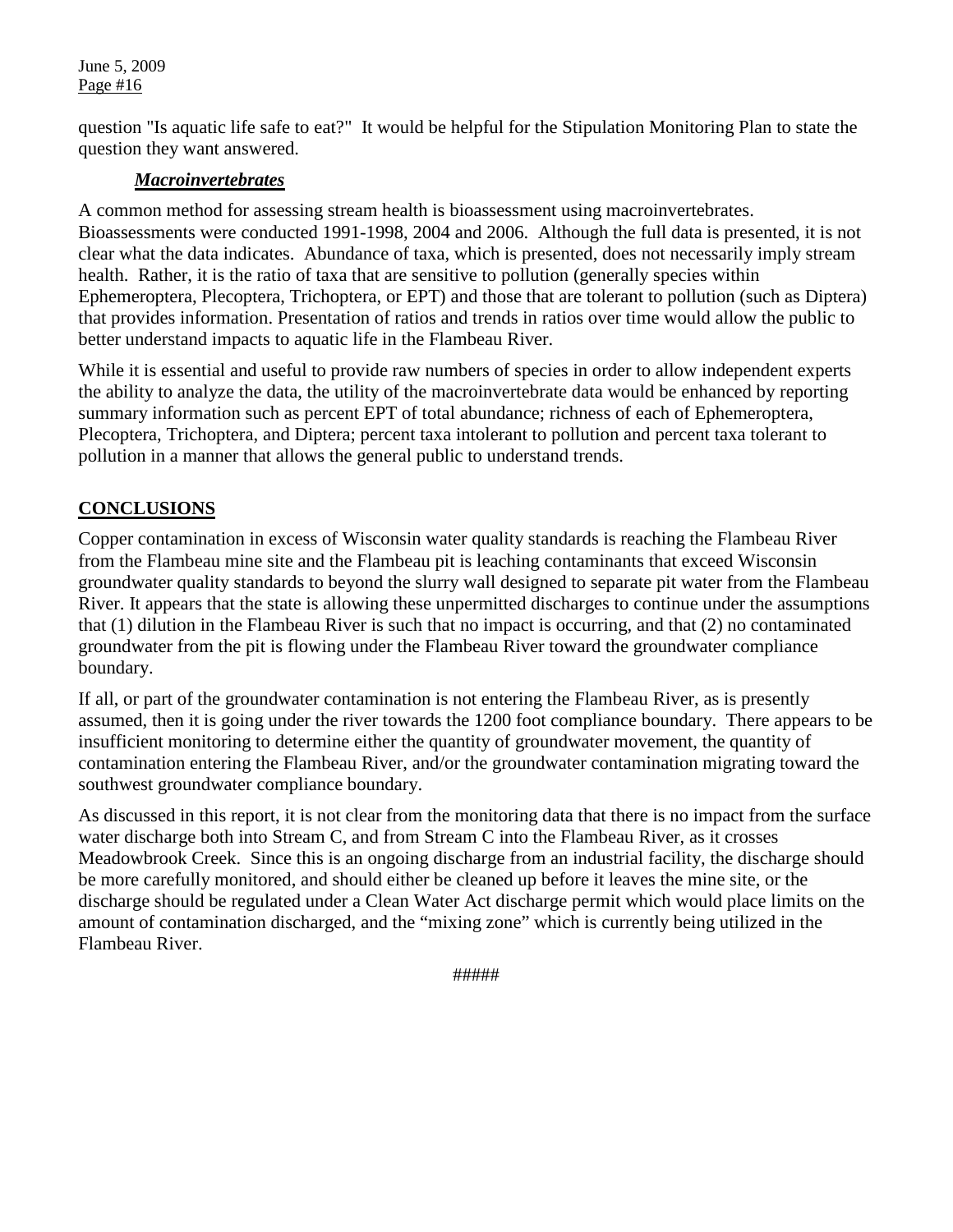question "Is aquatic life safe to eat?" It would be helpful for the Stipulation Monitoring Plan to state the question they want answered.

### ***Macroinvertebrates***

A common method for assessing stream health is bioassessment using macroinvertebrates. Bioassessments were conducted 1991-1998, 2004 and 2006. Although the full data is presented, it is not clear what the data indicates. Abundance of taxa, which is presented, does not necessarily imply stream health. Rather, it is the ratio of taxa that are sensitive to pollution (generally species within Ephemeroptera, Plecoptera, Trichoptera, or EPT) and those that are tolerant to pollution (such as Diptera) that provides information. Presentation of ratios and trends in ratios over time would allow the public to better understand impacts to aquatic life in the Flambeau River.

While it is essential and useful to provide raw numbers of species in order to allow independent experts the ability to analyze the data, the utility of the macroinvertebrate data would be enhanced by reporting summary information such as percent EPT of total abundance; richness of each of Ephemeroptera, Plecoptera, Trichoptera, and Diptera; percent taxa intolerant to pollution and percent taxa tolerant to pollution in a manner that allows the general public to understand trends.

## **CONCLUSIONS**

Copper contamination in excess of Wisconsin water quality standards is reaching the Flambeau River from the Flambeau mine site and the Flambeau pit is leaching contaminants that exceed Wisconsin groundwater quality standards to beyond the slurry wall designed to separate pit water from the Flambeau River. It appears that the state is allowing these unpermitted discharges to continue under the assumptions that (1) dilution in the Flambeau River is such that no impact is occurring, and that (2) no contaminated groundwater from the pit is flowing under the Flambeau River toward the groundwater compliance boundary.

If all, or part of the groundwater contamination is not entering the Flambeau River, as is presently assumed, then it is going under the river towards the 1200 foot compliance boundary. There appears to be insufficient monitoring to determine either the quantity of groundwater movement, the quantity of contamination entering the Flambeau River, and/or the groundwater contamination migrating toward the southwest groundwater compliance boundary.

As discussed in this report, it is not clear from the monitoring data that there is no impact from the surface water discharge both into Stream C, and from Stream C into the Flambeau River, as it crosses Meadowbrook Creek. Since this is an ongoing discharge from an industrial facility, the discharge should be more carefully monitored, and should either be cleaned up before it leaves the mine site, or the discharge should be regulated under a Clean Water Act discharge permit which would place limits on the amount of contamination discharged, and the "mixing zone" which is currently being utilized in the Flambeau River.

#####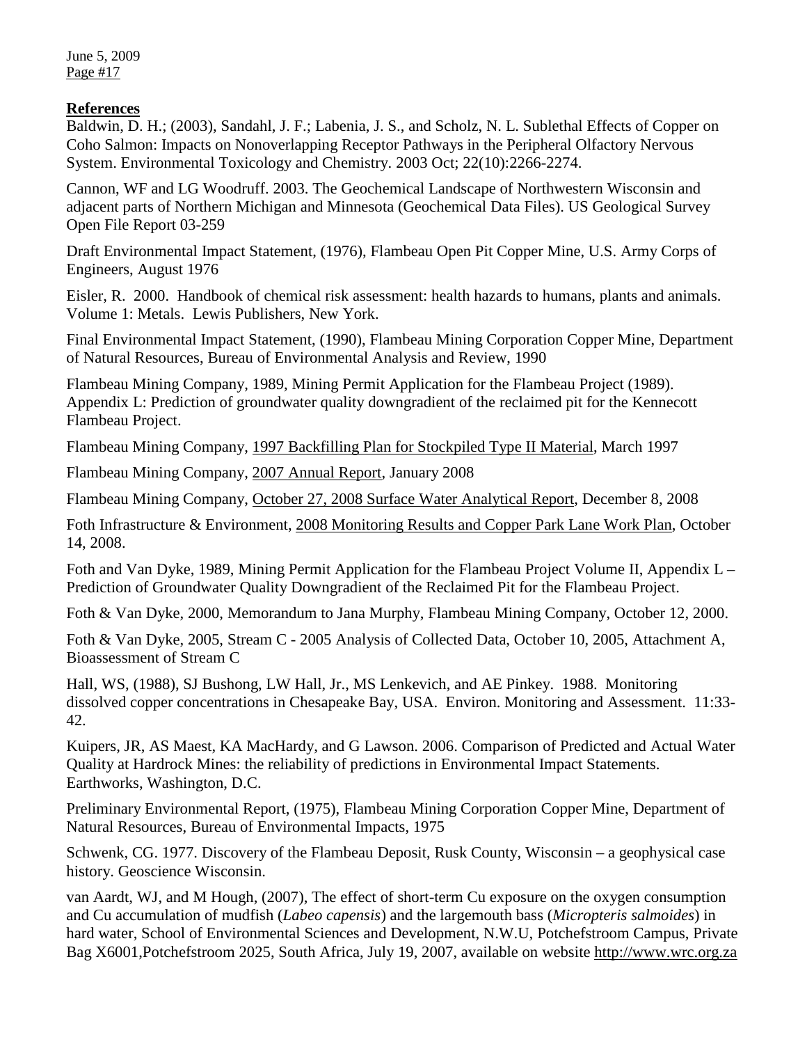## References

Baldwin, D. H.; (2003), Sandahl, J. F.; Labenia, J. S., and Scholz, N. L. Sublethal Effects of Copper on Coho Salmon: Impacts on Nonoverlapping Receptor Pathways in the Peripheral Olfactory Nervous System. Environmental Toxicology and Chemistry. 2003 Oct; 22(10):2266-2274.

Cannon, WF and LG Woodruff. 2003. The Geochemical Landscape of Northwestern Wisconsin and adjacent parts of Northern Michigan and Minnesota (Geochemical Data Files). US Geological Survey Open File Report 03-259

Draft Environmental Impact Statement, (1976), Flambeau Open Pit Copper Mine, U.S. Army Corps of Engineers, August 1976

Eisler, R. 2000. Handbook of chemical risk assessment: health hazards to humans, plants and animals. Volume 1: Metals. Lewis Publishers, New York.

Final Environmental Impact Statement, (1990), Flambeau Mining Corporation Copper Mine, Department of Natural Resources, Bureau of Environmental Analysis and Review, 1990

Flambeau Mining Company, 1989, Mining Permit Application for the Flambeau Project (1989). Appendix L: Prediction of groundwater quality downgradient of the reclaimed pit for the Kennecott Flambeau Project.

Flambeau Mining Company, 1997 Backfilling Plan for Stockpiled Type II Material, March 1997

Flambeau Mining Company, 2007 Annual Report, January 2008

Flambeau Mining Company, October 27, 2008 Surface Water Analytical Report, December 8, 2008

Foth Infrastructure & Environment, 2008 Monitoring Results and Copper Park Lane Work Plan, October 14, 2008.

Foth and Van Dyke, 1989, Mining Permit Application for the Flambeau Project Volume II, Appendix L – Prediction of Groundwater Quality Downgradient of the Reclaimed Pit for the Flambeau Project.

Foth & Van Dyke, 2000, Memorandum to Jana Murphy, Flambeau Mining Company, October 12, 2000.

Foth & Van Dyke, 2005, Stream C - 2005 Analysis of Collected Data, October 10, 2005, Attachment A, Bioassessment of Stream C

Hall, WS, (1988), SJ Bushong, LW Hall, Jr., MS Lenkevich, and AE Pinkey. 1988. Monitoring dissolved copper concentrations in Chesapeake Bay, USA. Environ. Monitoring and Assessment. 11:33-42.

Kuipers, JR, AS Maest, KA MacHardy, and G Lawson. 2006. Comparison of Predicted and Actual Water Quality at Hardrock Mines: the reliability of predictions in Environmental Impact Statements. Earthworks, Washington, D.C.

Preliminary Environmental Report, (1975), Flambeau Mining Corporation Copper Mine, Department of Natural Resources, Bureau of Environmental Impacts, 1975

Schwenk, CG. 1977. Discovery of the Flambeau Deposit, Rusk County, Wisconsin – a geophysical case history. Geoscience Wisconsin.

van Aardt, WJ, and M Hough, (2007), The effect of short-term Cu exposure on the oxygen consumption and Cu accumulation of mudfish (*Labeo capensis*) and the largemouth bass (*Micropteris salmoides*) in hard water, School of Environmental Sciences and Development, N.W.U, Potchefstroom Campus, Private Bag X6001,Potchefstroom 2025, South Africa, July 19, 2007, available on website http://www.wrc.org.za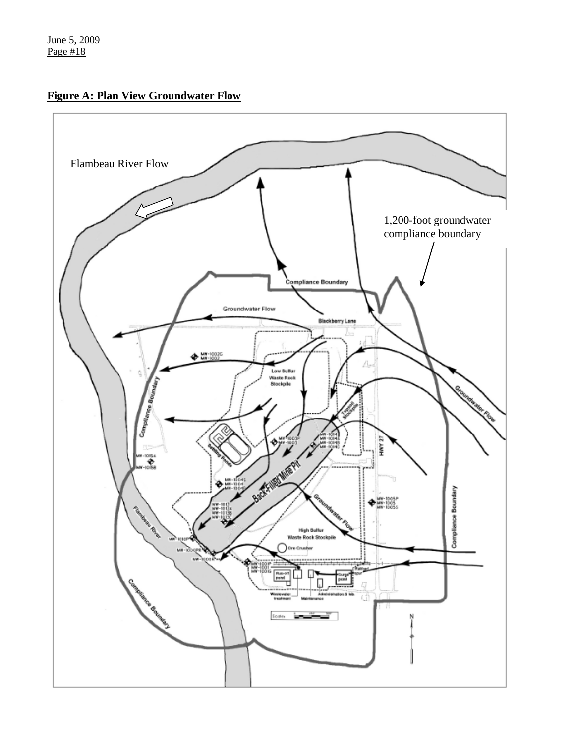**Figure A: Plan View Groundwater Flow**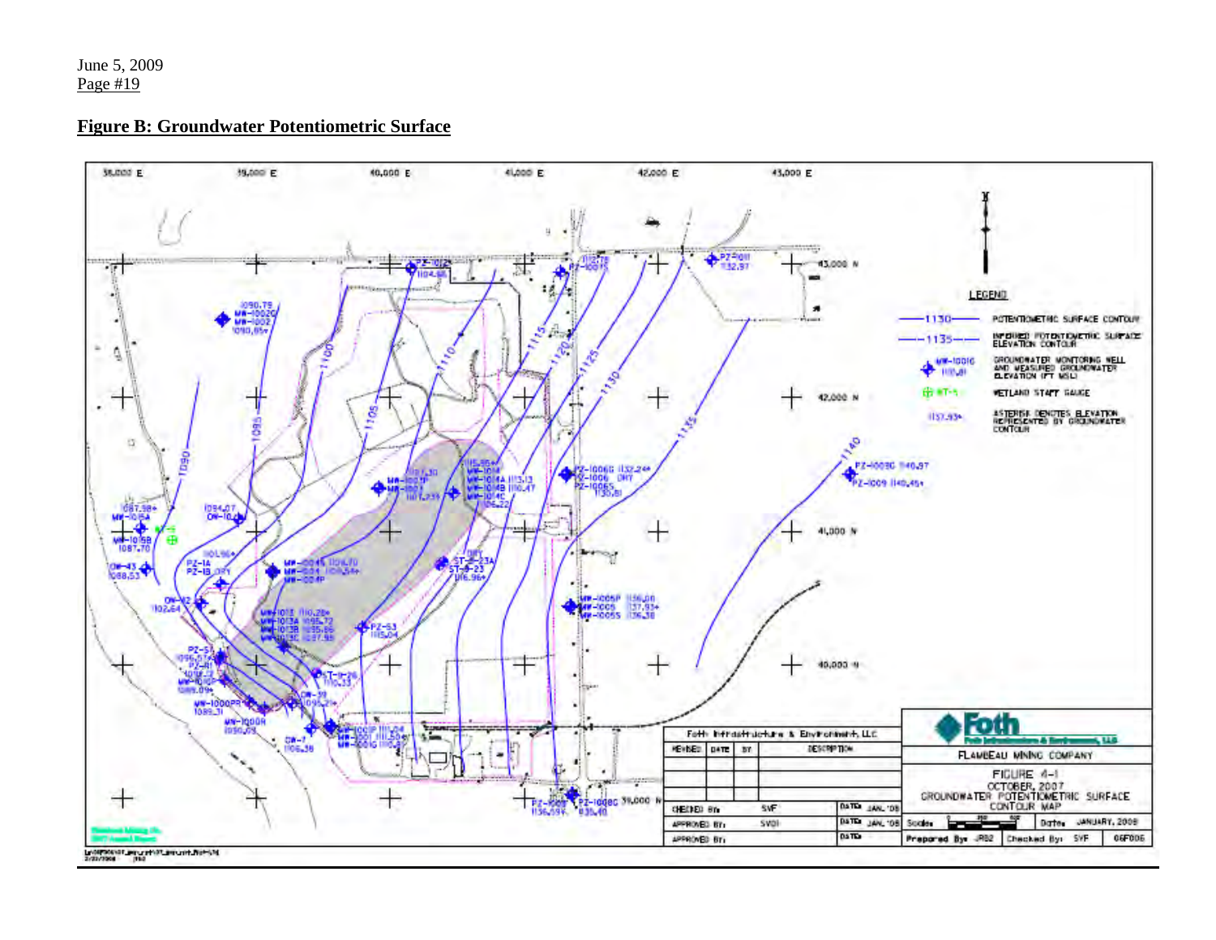June 5, 2009
Page #19

## Figure B: Groundwater Potentiometric Surface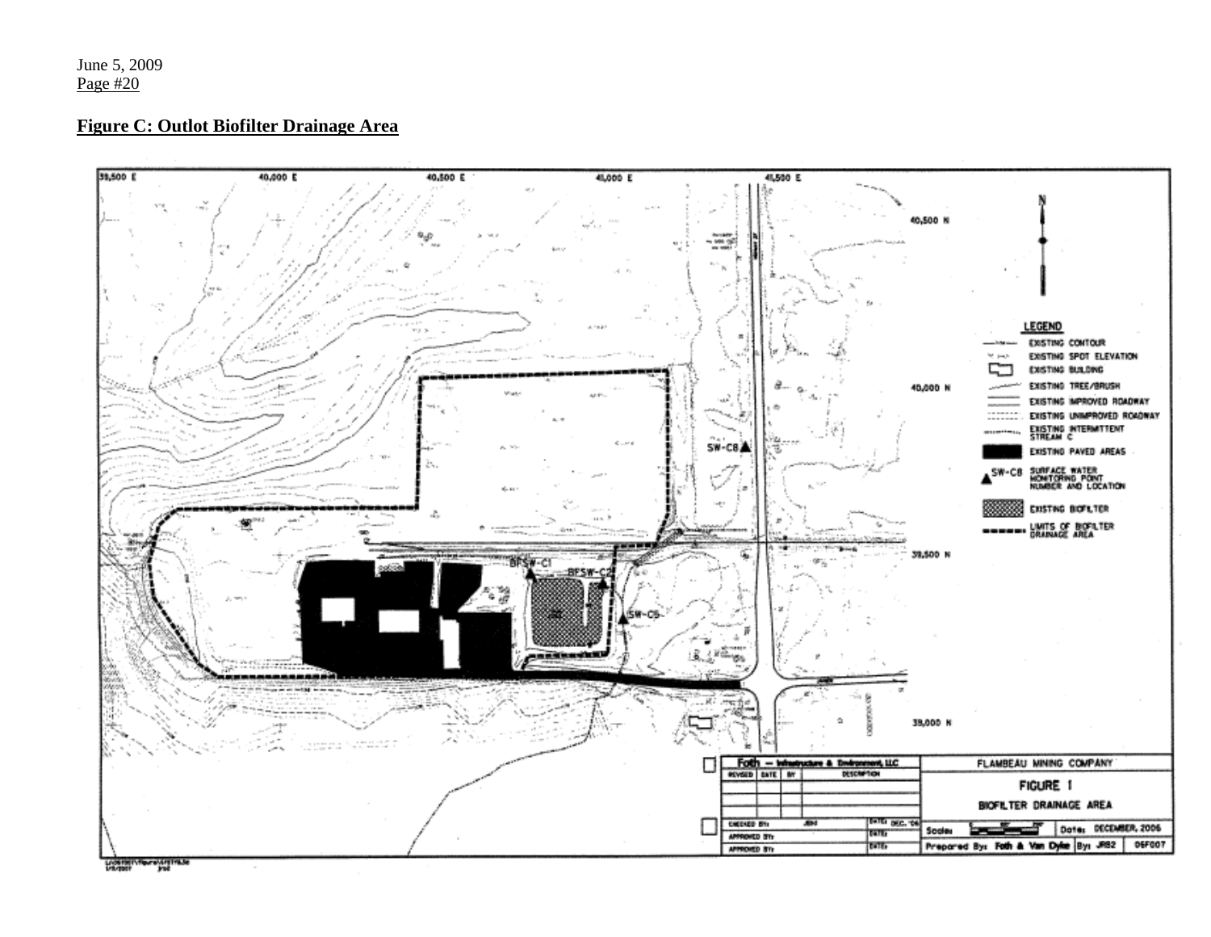June 5, 2009

## Figure C: Outlot Biofilter Drainage Area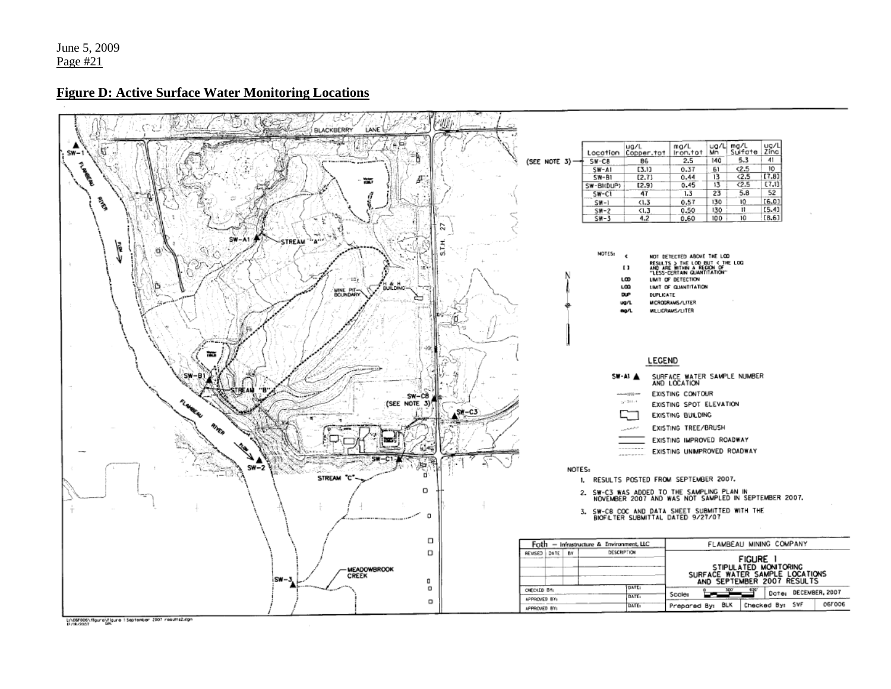## Figure D: Active Surface Water Monitoring Locations

| Location | ug/L Copper.tot | mg/L Iron.tot | ug/L Mn | mg/L Sulfate | ug/L Zinc |
|---|---|---|---|---|---|
| SW-C8 | 86 | 2.5 | 140 | 5.3 | 41 |
| SW-A1 | [3.1] | 0.37 | 61 | <2.5 | 10 |
| SW-B1 | [2.7] | 0.44 | 13 | <2.5 | [7.8] |
| SW-B1(DUP) | [2.9] | 0.45 | 13 | <2.5 | [7.1] |
| SW-C1 | 47 | 1.3 | 23 | 5.8 | 52 |
| SW-1 | <1.3 | 0.57 | 130 | 10 | [6.0] |
| SW-2 | <1.3 | 0.50 | 130 | 11 | [5.4] |
| SW-3 | 4.2 | 0.60 | 100 | 10 | [8.6] |

(SEE NOTE 3) → SW-C8

NOTES:
- < NOT DETECTED ABOVE THE LOD
- [ ] RESULTS ≥ THE LOD BUT < THE LOQ AND ARE WITHIN A REGION OF "LESS-CERTAIN QUANTITATION"
- LOD LIMIT OF DETECTION
- LOQ LIMIT OF QUANTITATION
- DUP DUPLICATE
- ug/L MICROGRAMS/LITER
- mg/L MILLIGRAMS/LITER

LEGEND
- SW-A1 ▲ SURFACE WATER SAMPLE NUMBER AND LOCATION
- EXISTING CONTOUR
- EXISTING SPOT ELEVATION
- EXISTING BUILDING
- EXISTING TREE/BRUSH
- EXISTING IMPROVED ROADWAY
- EXISTING UNIMPROVED ROADWAY

NOTES:
1. RESULTS POSTED FROM SEPTEMBER 2007.
2. SW-C3 WAS ADDED TO THE SAMPLING PLAN IN NOVEMBER 2007 AND WAS NOT SAMPLED IN SEPTEMBER 2007.
3. SW-C8 COC AND DATA SHEET SUBMITTED WITH THE BIOFILTER SUBMITTAL DATED 9/27/07

Foth – Infrastructure & Environment, LLC

FLAMBEAU MINING COMPANY

FIGURE 1
STIPULATED MONITORING
SURFACE WATER SAMPLE LOCATIONS
AND SEPTEMBER 2007 RESULTS

Date: DECEMBER, 2007
Prepared By: BLK Checked By: SVF 06F006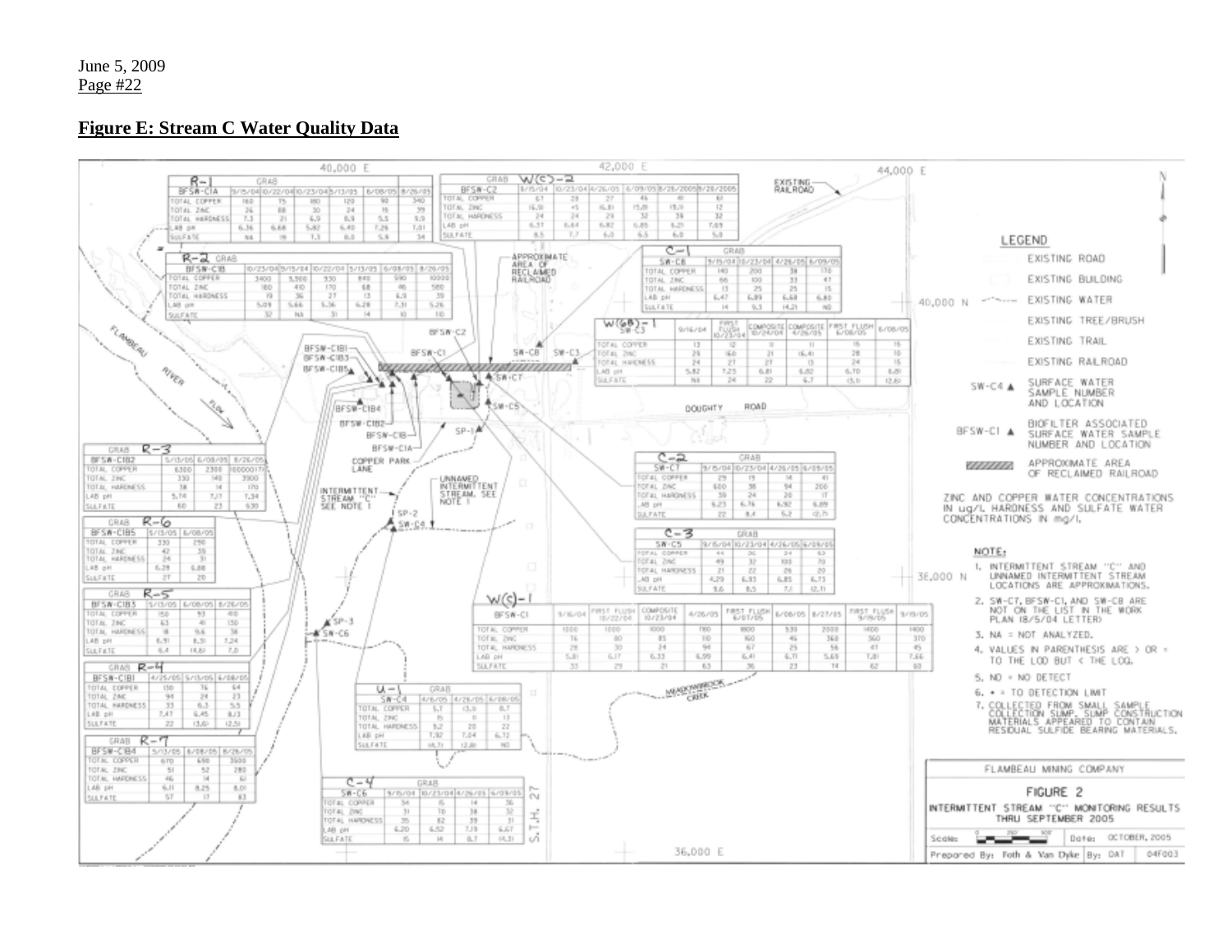## Figure E: Stream C Water Quality Data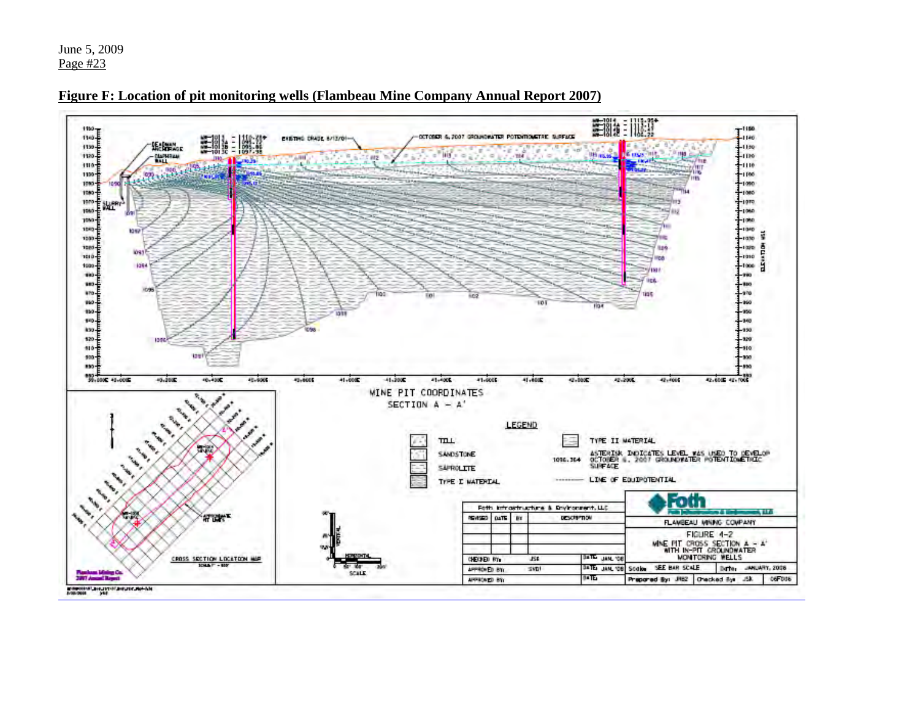**Figure F: Location of pit monitoring wells (Flambeau Mine Company Annual Report 2007)**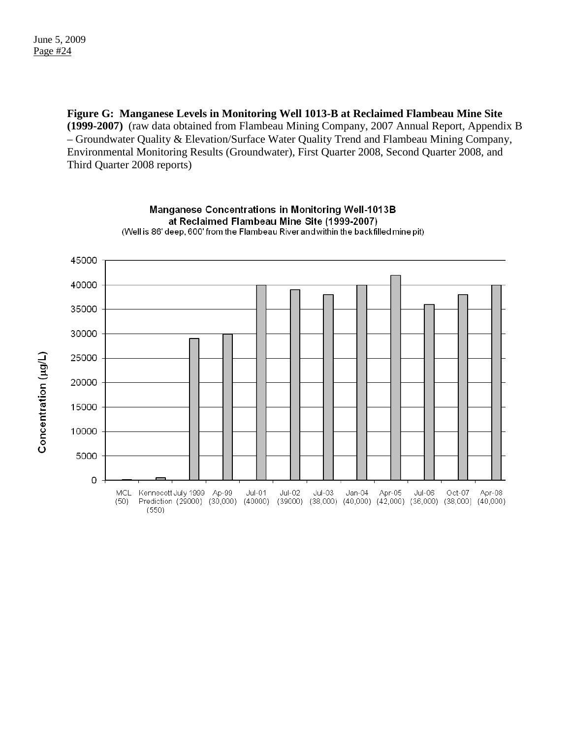**Figure G: Manganese Levels in Monitoring Well 1013-B at Reclaimed Flambeau Mine Site (1999-2007)** (raw data obtained from Flambeau Mining Company, 2007 Annual Report, Appendix B – Groundwater Quality & Elevation/Surface Water Quality Trend and Flambeau Mining Company, Environmental Monitoring Results (Groundwater), First Quarter 2008, Second Quarter 2008, and Third Quarter 2008 reports)

Manganese Concentrations in Monitoring Well-1013B at Reclaimed Flambeau Mine Site (1999-2007)
(Well is 86' deep, 600' from the Flambeau River and within the backfilled mine pit)

| Sample | Concentration (µg/L) |
| --- | --- |
| MCL | (50) |
| Kennecott Prediction | (550) |
| July 1999 | (29000) |
| Ap-99 | (30,000) |
| Jul-01 | (40000) |
| Jul-02 | (39000) |
| Jul-03 | (38,000) |
| Jan-04 | (40,000) |
| Apr-05 | (42,000) |
| Jul-06 | (36,000) |
| Oct-07 | (38,000) |
| Apr-08 | (40,000) |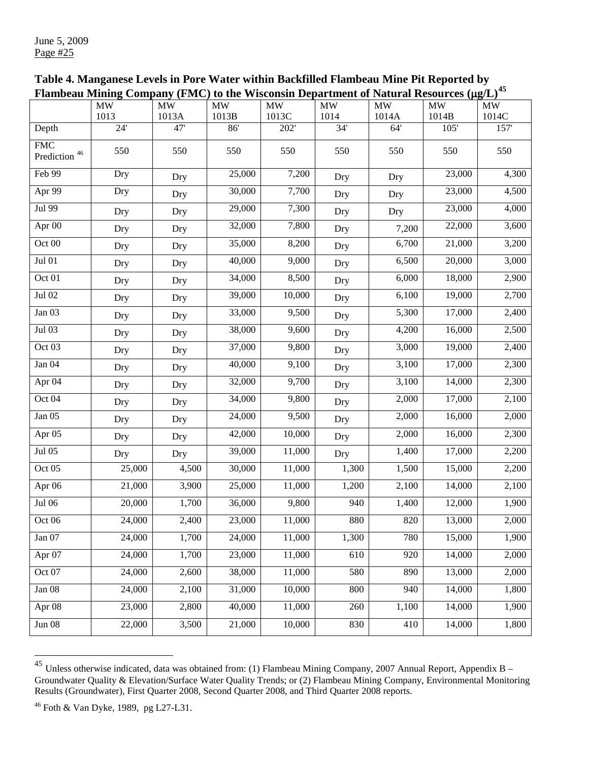**Table 4. Manganese Levels in Pore Water within Backfilled Flambeau Mine Pit Reported by Flambeau Mining Company (FMC) to the Wisconsin Department of Natural Resources (μg/L)[45]**

| | MW 1013 | MW 1013A | MW 1013B | MW 1013C | MW 1014 | MW 1014A | MW 1014B | MW 1014C |
|---|---|---|---|---|---|---|---|---|
| Depth | 24' | 47' | 86' | 202' | 34' | 64' | 105' | 157' |
| FMC Prediction [46] | 550 | 550 | 550 | 550 | 550 | 550 | 550 | 550 |
| Feb 99 | Dry | Dry | 25,000 | 7,200 | Dry | Dry | 23,000 | 4,300 |
| Apr 99 | Dry | Dry | 30,000 | 7,700 | Dry | Dry | 23,000 | 4,500 |
| Jul 99 | Dry | Dry | 29,000 | 7,300 | Dry | Dry | 23,000 | 4,000 |
| Apr 00 | Dry | Dry | 32,000 | 7,800 | Dry | 7,200 | 22,000 | 3,600 |
| Oct 00 | Dry | Dry | 35,000 | 8,200 | Dry | 6,700 | 21,000 | 3,200 |
| Jul 01 | Dry | Dry | 40,000 | 9,000 | Dry | 6,500 | 20,000 | 3,000 |
| Oct 01 | Dry | Dry | 34,000 | 8,500 | Dry | 6,000 | 18,000 | 2,900 |
| Jul 02 | Dry | Dry | 39,000 | 10,000 | Dry | 6,100 | 19,000 | 2,700 |
| Jan 03 | Dry | Dry | 33,000 | 9,500 | Dry | 5,300 | 17,000 | 2,400 |
| Jul 03 | Dry | Dry | 38,000 | 9,600 | Dry | 4,200 | 16,000 | 2,500 |
| Oct 03 | Dry | Dry | 37,000 | 9,800 | Dry | 3,000 | 19,000 | 2,400 |
| Jan 04 | Dry | Dry | 40,000 | 9,100 | Dry | 3,100 | 17,000 | 2,300 |
| Apr 04 | Dry | Dry | 32,000 | 9,700 | Dry | 3,100 | 14,000 | 2,300 |
| Oct 04 | Dry | Dry | 34,000 | 9,800 | Dry | 2,000 | 17,000 | 2,100 |
| Jan 05 | Dry | Dry | 24,000 | 9,500 | Dry | 2,000 | 16,000 | 2,000 |
| Apr 05 | Dry | Dry | 42,000 | 10,000 | Dry | 2,000 | 16,000 | 2,300 |
| Jul 05 | Dry | Dry | 39,000 | 11,000 | Dry | 1,400 | 17,000 | 2,200 |
| Oct 05 | 25,000 | 4,500 | 30,000 | 11,000 | 1,300 | 1,500 | 15,000 | 2,200 |
| Apr 06 | 21,000 | 3,900 | 25,000 | 11,000 | 1,200 | 2,100 | 14,000 | 2,100 |
| Jul 06 | 20,000 | 1,700 | 36,000 | 9,800 | 940 | 1,400 | 12,000 | 1,900 |
| Oct 06 | 24,000 | 2,400 | 23,000 | 11,000 | 880 | 820 | 13,000 | 2,000 |
| Jan 07 | 24,000 | 1,700 | 24,000 | 11,000 | 1,300 | 780 | 15,000 | 1,900 |
| Apr 07 | 24,000 | 1,700 | 23,000 | 11,000 | 610 | 920 | 14,000 | 2,000 |
| Oct 07 | 24,000 | 2,600 | 38,000 | 11,000 | 580 | 890 | 13,000 | 2,000 |
| Jan 08 | 24,000 | 2,100 | 31,000 | 10,000 | 800 | 940 | 14,000 | 1,800 |
| Apr 08 | 23,000 | 2,800 | 40,000 | 11,000 | 260 | 1,100 | 14,000 | 1,900 |
| Jun 08 | 22,000 | 3,500 | 21,000 | 10,000 | 830 | 410 | 14,000 | 1,800 |

[45] Unless otherwise indicated, data was obtained from: (1) Flambeau Mining Company, 2007 Annual Report, Appendix B – Groundwater Quality & Elevation/Surface Water Quality Trends; or (2) Flambeau Mining Company, Environmental Monitoring Results (Groundwater), First Quarter 2008, Second Quarter 2008, and Third Quarter 2008 reports.

[46] Foth & Van Dyke, 1989, pg L27-L31.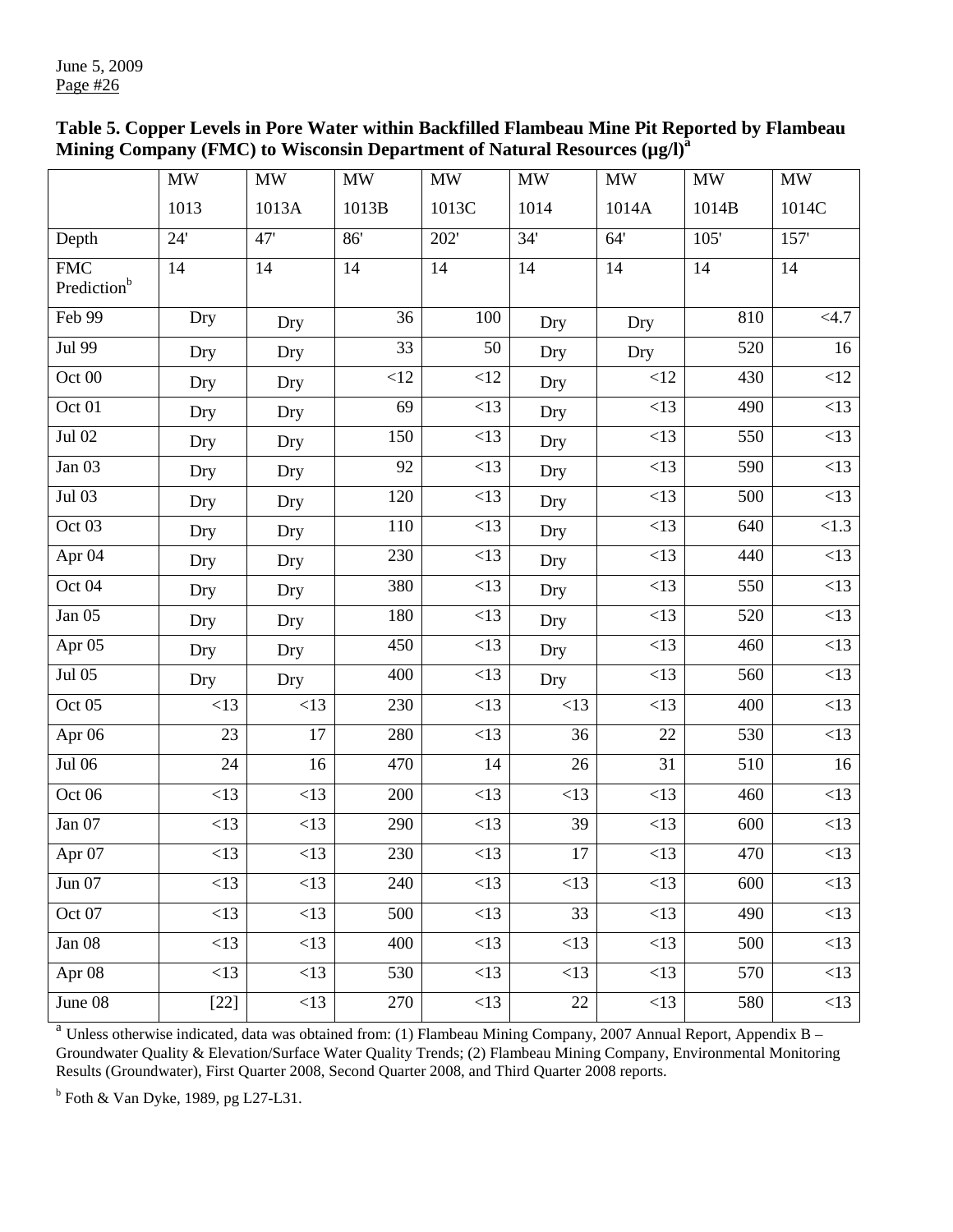**Table 5. Copper Levels in Pore Water within Backfilled Flambeau Mine Pit Reported by Flambeau Mining Company (FMC) to Wisconsin Department of Natural Resources (μg/l)[a]**

| | MW 1013 | MW 1013A | MW 1013B | MW 1013C | MW 1014 | MW 1014A | MW 1014B | MW 1014C |
|---|---|---|---|---|---|---|---|---|
| Depth | 24' | 47' | 86' | 202' | 34' | 64' | 105' | 157' |
| FMC Prediction[b] | 14 | 14 | 14 | 14 | 14 | 14 | 14 | 14 |
| Feb 99 | Dry | Dry | 36 | 100 | Dry | Dry | 810 | <4.7 |
| Jul 99 | Dry | Dry | 33 | 50 | Dry | Dry | 520 | 16 |
| Oct 00 | Dry | Dry | <12 | <12 | Dry | <12 | 430 | <12 |
| Oct 01 | Dry | Dry | 69 | <13 | Dry | <13 | 490 | <13 |
| Jul 02 | Dry | Dry | 150 | <13 | Dry | <13 | 550 | <13 |
| Jan 03 | Dry | Dry | 92 | <13 | Dry | <13 | 590 | <13 |
| Jul 03 | Dry | Dry | 120 | <13 | Dry | <13 | 500 | <13 |
| Oct 03 | Dry | Dry | 110 | <13 | Dry | <13 | 640 | <1.3 |
| Apr 04 | Dry | Dry | 230 | <13 | Dry | <13 | 440 | <13 |
| Oct 04 | Dry | Dry | 380 | <13 | Dry | <13 | 550 | <13 |
| Jan 05 | Dry | Dry | 180 | <13 | Dry | <13 | 520 | <13 |
| Apr 05 | Dry | Dry | 450 | <13 | Dry | <13 | 460 | <13 |
| Jul 05 | Dry | Dry | 400 | <13 | Dry | <13 | 560 | <13 |
| Oct 05 | <13 | <13 | 230 | <13 | <13 | <13 | 400 | <13 |
| Apr 06 | 23 | 17 | 280 | <13 | 36 | 22 | 530 | <13 |
| Jul 06 | 24 | 16 | 470 | 14 | 26 | 31 | 510 | 16 |
| Oct 06 | <13 | <13 | 200 | <13 | <13 | <13 | 460 | <13 |
| Jan 07 | <13 | <13 | 290 | <13 | 39 | <13 | 600 | <13 |
| Apr 07 | <13 | <13 | 230 | <13 | 17 | <13 | 470 | <13 |
| Jun 07 | <13 | <13 | 240 | <13 | <13 | <13 | 600 | <13 |
| Oct 07 | <13 | <13 | 500 | <13 | 33 | <13 | 490 | <13 |
| Jan 08 | <13 | <13 | 400 | <13 | <13 | <13 | 500 | <13 |
| Apr 08 | <13 | <13 | 530 | <13 | <13 | <13 | 570 | <13 |
| June 08 | [22] | <13 | 270 | <13 | 22 | <13 | 580 | <13 |

[a] Unless otherwise indicated, data was obtained from: (1) Flambeau Mining Company, 2007 Annual Report, Appendix B – Groundwater Quality & Elevation/Surface Water Quality Trends; (2) Flambeau Mining Company, Environmental Monitoring Results (Groundwater), First Quarter 2008, Second Quarter 2008, and Third Quarter 2008 reports.

[b] Foth & Van Dyke, 1989, pg L27-L31.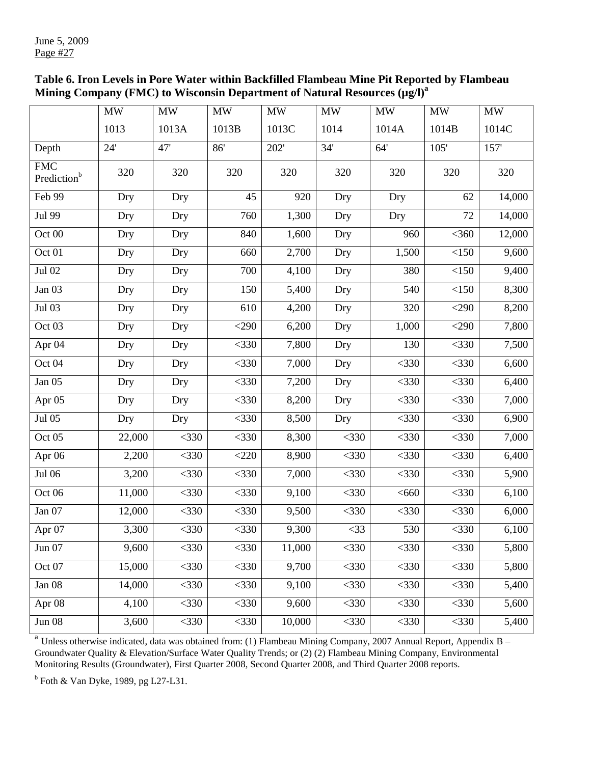**Table 6. Iron Levels in Pore Water within Backfilled Flambeau Mine Pit Reported by Flambeau Mining Company (FMC) to Wisconsin Department of Natural Resources (µg/l)[a]**

| | MW 1013 | MW 1013A | MW 1013B | MW 1013C | MW 1014 | MW 1014A | MW 1014B | MW 1014C |
|---|---|---|---|---|---|---|---|---|
| Depth | 24' | 47' | 86' | 202' | 34' | 64' | 105' | 157' |
| FMC Prediction[b] | 320 | 320 | 320 | 320 | 320 | 320 | 320 | 320 |
| Feb 99 | Dry | Dry | 45 | 920 | Dry | Dry | 62 | 14,000 |
| Jul 99 | Dry | Dry | 760 | 1,300 | Dry | Dry | 72 | 14,000 |
| Oct 00 | Dry | Dry | 840 | 1,600 | Dry | 960 | <360 | 12,000 |
| Oct 01 | Dry | Dry | 660 | 2,700 | Dry | 1,500 | <150 | 9,600 |
| Jul 02 | Dry | Dry | 700 | 4,100 | Dry | 380 | <150 | 9,400 |
| Jan 03 | Dry | Dry | 150 | 5,400 | Dry | 540 | <150 | 8,300 |
| Jul 03 | Dry | Dry | 610 | 4,200 | Dry | 320 | <290 | 8,200 |
| Oct 03 | Dry | Dry | <290 | 6,200 | Dry | 1,000 | <290 | 7,800 |
| Apr 04 | Dry | Dry | <330 | 7,800 | Dry | 130 | <330 | 7,500 |
| Oct 04 | Dry | Dry | <330 | 7,000 | Dry | <330 | <330 | 6,600 |
| Jan 05 | Dry | Dry | <330 | 7,200 | Dry | <330 | <330 | 6,400 |
| Apr 05 | Dry | Dry | <330 | 8,200 | Dry | <330 | <330 | 7,000 |
| Jul 05 | Dry | Dry | <330 | 8,500 | Dry | <330 | <330 | 6,900 |
| Oct 05 | 22,000 | <330 | <330 | 8,300 | <330 | <330 | <330 | 7,000 |
| Apr 06 | 2,200 | <330 | <220 | 8,900 | <330 | <330 | <330 | 6,400 |
| Jul 06 | 3,200 | <330 | <330 | 7,000 | <330 | <330 | <330 | 5,900 |
| Oct 06 | 11,000 | <330 | <330 | 9,100 | <330 | <660 | <330 | 6,100 |
| Jan 07 | 12,000 | <330 | <330 | 9,500 | <330 | <330 | <330 | 6,000 |
| Apr 07 | 3,300 | <330 | <330 | 9,300 | <33 | 530 | <330 | 6,100 |
| Jun 07 | 9,600 | <330 | <330 | 11,000 | <330 | <330 | <330 | 5,800 |
| Oct 07 | 15,000 | <330 | <330 | 9,700 | <330 | <330 | <330 | 5,800 |
| Jan 08 | 14,000 | <330 | <330 | 9,100 | <330 | <330 | <330 | 5,400 |
| Apr 08 | 4,100 | <330 | <330 | 9,600 | <330 | <330 | <330 | 5,600 |
| Jun 08 | 3,600 | <330 | <330 | 10,000 | <330 | <330 | <330 | 5,400 |

[a] Unless otherwise indicated, data was obtained from: (1) Flambeau Mining Company, 2007 Annual Report, Appendix B – Groundwater Quality & Elevation/Surface Water Quality Trends; or (2) (2) Flambeau Mining Company, Environmental Monitoring Results (Groundwater), First Quarter 2008, Second Quarter 2008, and Third Quarter 2008 reports.

[b] Foth & Van Dyke, 1989, pg L27-L31.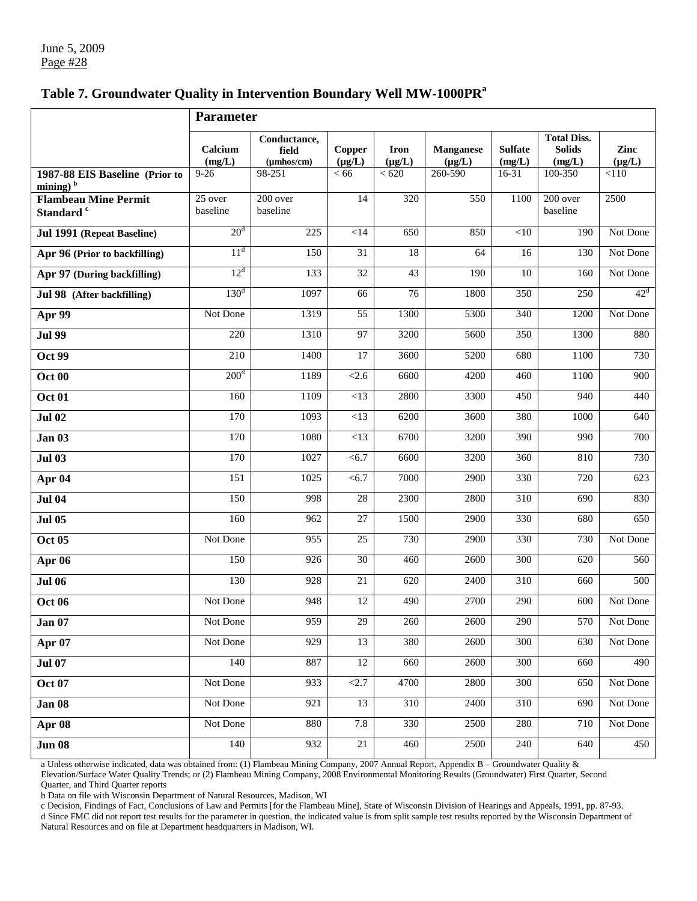## Table 7. Groundwater Quality in Intervention Boundary Well MW-1000PR[a]

| | Parameter | | | | | | | |
|---|---|---|---|---|---|---|---|---|
| | Calcium (mg/L) | Conductance, field (μmhos/cm) | Copper (μg/L) | Iron (μg/L) | Manganese (μg/L) | Sulfate (mg/L) | Total Diss. Solids (mg/L) | Zinc (μg/L) |
| **1987-88 EIS Baseline (Prior to mining)** [b] | 9-26 | 98-251 | < 66 | < 620 | 260-590 | 16-31 | 100-350 | <110 |
| **Flambeau Mine Permit Standard** [c] | 25 over baseline | 200 over baseline | 14 | 320 | 550 | 1100 | 200 over baseline | 2500 |
| **Jul 1991 (Repeat Baseline)** | 20[d] | 225 | <14 | 650 | 850 | <10 | 190 | Not Done |
| **Apr 96 (Prior to backfilling)** | 11[d] | 150 | 31 | 18 | 64 | 16 | 130 | Not Done |
| **Apr 97 (During backfilling)** | 12[d] | 133 | 32 | 43 | 190 | 10 | 160 | Not Done |
| **Jul 98 (After backfilling)** | 130[d] | 1097 | 66 | 76 | 1800 | 350 | 250 | 42[d] |
| **Apr 99** | Not Done | 1319 | 55 | 1300 | 5300 | 340 | 1200 | Not Done |
| **Jul 99** | 220 | 1310 | 97 | 3200 | 5600 | 350 | 1300 | 880 |
| **Oct 99** | 210 | 1400 | 17 | 3600 | 5200 | 680 | 1100 | 730 |
| **Oct 00** | 200[d] | 1189 | <2.6 | 6600 | 4200 | 460 | 1100 | 900 |
| **Oct 01** | 160 | 1109 | <13 | 2800 | 3300 | 450 | 940 | 440 |
| **Jul 02** | 170 | 1093 | <13 | 6200 | 3600 | 380 | 1000 | 640 |
| **Jan 03** | 170 | 1080 | <13 | 6700 | 3200 | 390 | 990 | 700 |
| **Jul 03** | 170 | 1027 | <6.7 | 6600 | 3200 | 360 | 810 | 730 |
| **Apr 04** | 151 | 1025 | <6.7 | 7000 | 2900 | 330 | 720 | 623 |
| **Jul 04** | 150 | 998 | 28 | 2300 | 2800 | 310 | 690 | 830 |
| **Jul 05** | 160 | 962 | 27 | 1500 | 2900 | 330 | 680 | 650 |
| **Oct 05** | Not Done | 955 | 25 | 730 | 2900 | 330 | 730 | Not Done |
| **Apr 06** | 150 | 926 | 30 | 460 | 2600 | 300 | 620 | 560 |
| **Jul 06** | 130 | 928 | 21 | 620 | 2400 | 310 | 660 | 500 |
| **Oct 06** | Not Done | 948 | 12 | 490 | 2700 | 290 | 600 | Not Done |
| **Jan 07** | Not Done | 959 | 29 | 260 | 2600 | 290 | 570 | Not Done |
| **Apr 07** | Not Done | 929 | 13 | 380 | 2600 | 300 | 630 | Not Done |
| **Jul 07** | 140 | 887 | 12 | 660 | 2600 | 300 | 660 | 490 |
| **Oct 07** | Not Done | 933 | <2.7 | 4700 | 2800 | 300 | 650 | Not Done |
| **Jan 08** | Not Done | 921 | 13 | 310 | 2400 | 310 | 690 | Not Done |
| **Apr 08** | Not Done | 880 | 7.8 | 330 | 2500 | 280 | 710 | Not Done |
| **Jun 08** | 140 | 932 | 21 | 460 | 2500 | 240 | 640 | 450 |

a Unless otherwise indicated, data was obtained from: (1) Flambeau Mining Company, 2007 Annual Report, Appendix B – Groundwater Quality & Elevation/Surface Water Quality Trends; or (2) Flambeau Mining Company, 2008 Environmental Monitoring Results (Groundwater) First Quarter, Second Quarter, and Third Quarter reports

b Data on file with Wisconsin Department of Natural Resources, Madison, WI

c Decision, Findings of Fact, Conclusions of Law and Permits [for the Flambeau Mine], State of Wisconsin Division of Hearings and Appeals, 1991, pp. 87-93.

d Since FMC did not report test results for the parameter in question, the indicated value is from split sample test results reported by the Wisconsin Department of Natural Resources and on file at Department headquarters in Madison, WI.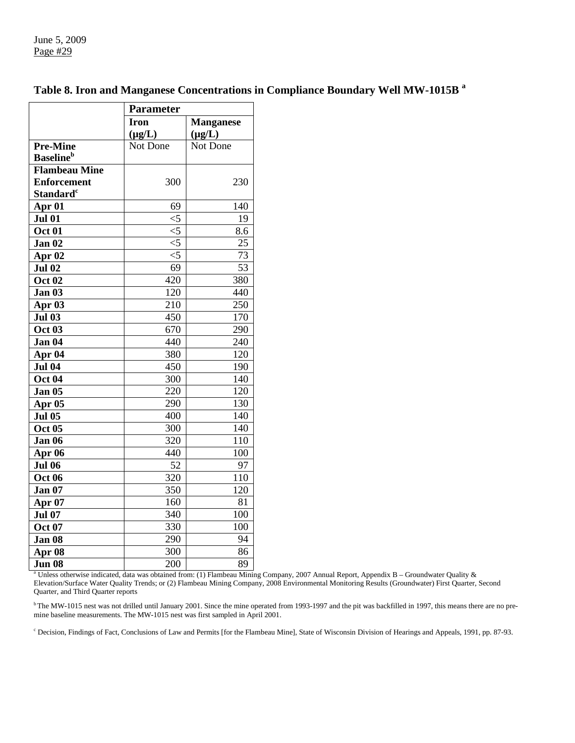### Table 8. Iron and Manganese Concentrations in Compliance Boundary Well MW-1015B [a]

| | Parameter | |
|---|---|---|
| | Iron (µg/L) | Manganese (µg/L) |
| **Pre-Mine Baseline**[b] | Not Done | Not Done |
| **Flambeau Mine Enforcement Standard**[c] | 300 | 230 |
| **Apr 01** | 69 | 140 |
| **Jul 01** | <5 | 19 |
| **Oct 01** | <5 | 8.6 |
| **Jan 02** | <5 | 25 |
| **Apr 02** | <5 | 73 |
| **Jul 02** | 69 | 53 |
| **Oct 02** | 420 | 380 |
| **Jan 03** | 120 | 440 |
| **Apr 03** | 210 | 250 |
| **Jul 03** | 450 | 170 |
| **Oct 03** | 670 | 290 |
| **Jan 04** | 440 | 240 |
| **Apr 04** | 380 | 120 |
| **Jul 04** | 450 | 190 |
| **Oct 04** | 300 | 140 |
| **Jan 05** | 220 | 120 |
| **Apr 05** | 290 | 130 |
| **Jul 05** | 400 | 140 |
| **Oct 05** | 300 | 140 |
| **Jan 06** | 320 | 110 |
| **Apr 06** | 440 | 100 |
| **Jul 06** | 52 | 97 |
| **Oct 06** | 320 | 110 |
| **Jan 07** | 350 | 120 |
| **Apr 07** | 160 | 81 |
| **Jul 07** | 340 | 100 |
| **Oct 07** | 330 | 100 |
| **Jan 08** | 290 | 94 |
| **Apr 08** | 300 | 86 |
| **Jun 08** | 200 | 89 |

[a] Unless otherwise indicated, data was obtained from: (1) Flambeau Mining Company, 2007 Annual Report, Appendix B – Groundwater Quality & Elevation/Surface Water Quality Trends; or (2) Flambeau Mining Company, 2008 Environmental Monitoring Results (Groundwater) First Quarter, Second Quarter, and Third Quarter reports

[b] The MW-1015 nest was not drilled until January 2001. Since the mine operated from 1993-1997 and the pit was backfilled in 1997, this means there are no pre-mine baseline measurements. The MW-1015 nest was first sampled in April 2001.

[c] Decision, Findings of Fact, Conclusions of Law and Permits [for the Flambeau Mine], State of Wisconsin Division of Hearings and Appeals, 1991, pp. 87-93.